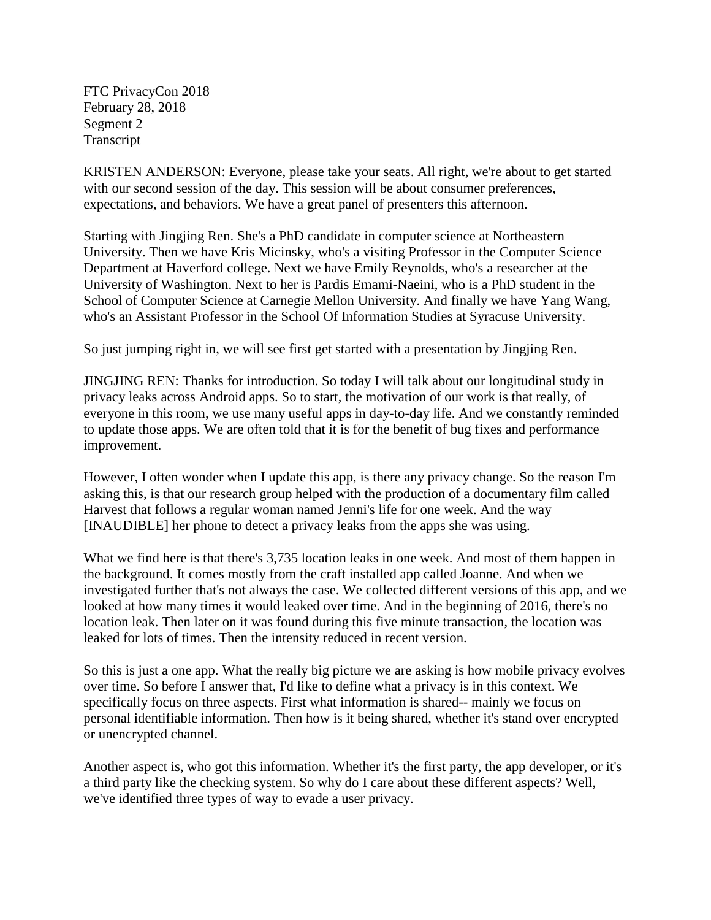FTC PrivacyCon 2018
February 28, 2018
Segment 2
Transcript

KRISTEN ANDERSON: Everyone, please take your seats. All right, we're about to get started with our second session of the day. This session will be about consumer preferences, expectations, and behaviors. We have a great panel of presenters this afternoon.

Starting with Jingjing Ren. She's a PhD candidate in computer science at Northeastern University. Then we have Kris Micinsky, who's a visiting Professor in the Computer Science Department at Haverford college. Next we have Emily Reynolds, who's a researcher at the University of Washington. Next to her is Pardis Emami-Naeini, who is a PhD student in the School of Computer Science at Carnegie Mellon University. And finally we have Yang Wang, who's an Assistant Professor in the School Of Information Studies at Syracuse University.

So just jumping right in, we will see first get started with a presentation by Jingjing Ren.

JINGJING REN: Thanks for introduction. So today I will talk about our longitudinal study in privacy leaks across Android apps. So to start, the motivation of our work is that really, of everyone in this room, we use many useful apps in day-to-day life. And we constantly reminded to update those apps. We are often told that it is for the benefit of bug fixes and performance improvement.

However, I often wonder when I update this app, is there any privacy change. So the reason I'm asking this, is that our research group helped with the production of a documentary film called Harvest that follows a regular woman named Jenni's life for one week. And the way [INAUDIBLE] her phone to detect a privacy leaks from the apps she was using.

What we find here is that there's 3,735 location leaks in one week. And most of them happen in the background. It comes mostly from the craft installed app called Joanne. And when we investigated further that's not always the case. We collected different versions of this app, and we looked at how many times it would leaked over time. And in the beginning of 2016, there's no location leak. Then later on it was found during this five minute transaction, the location was leaked for lots of times. Then the intensity reduced in recent version.

So this is just a one app. What the really big picture we are asking is how mobile privacy evolves over time. So before I answer that, I'd like to define what a privacy is in this context. We specifically focus on three aspects. First what information is shared-- mainly we focus on personal identifiable information. Then how is it being shared, whether it's stand over encrypted or unencrypted channel.

Another aspect is, who got this information. Whether it's the first party, the app developer, or it's a third party like the checking system. So why do I care about these different aspects? Well, we've identified three types of way to evade a user privacy.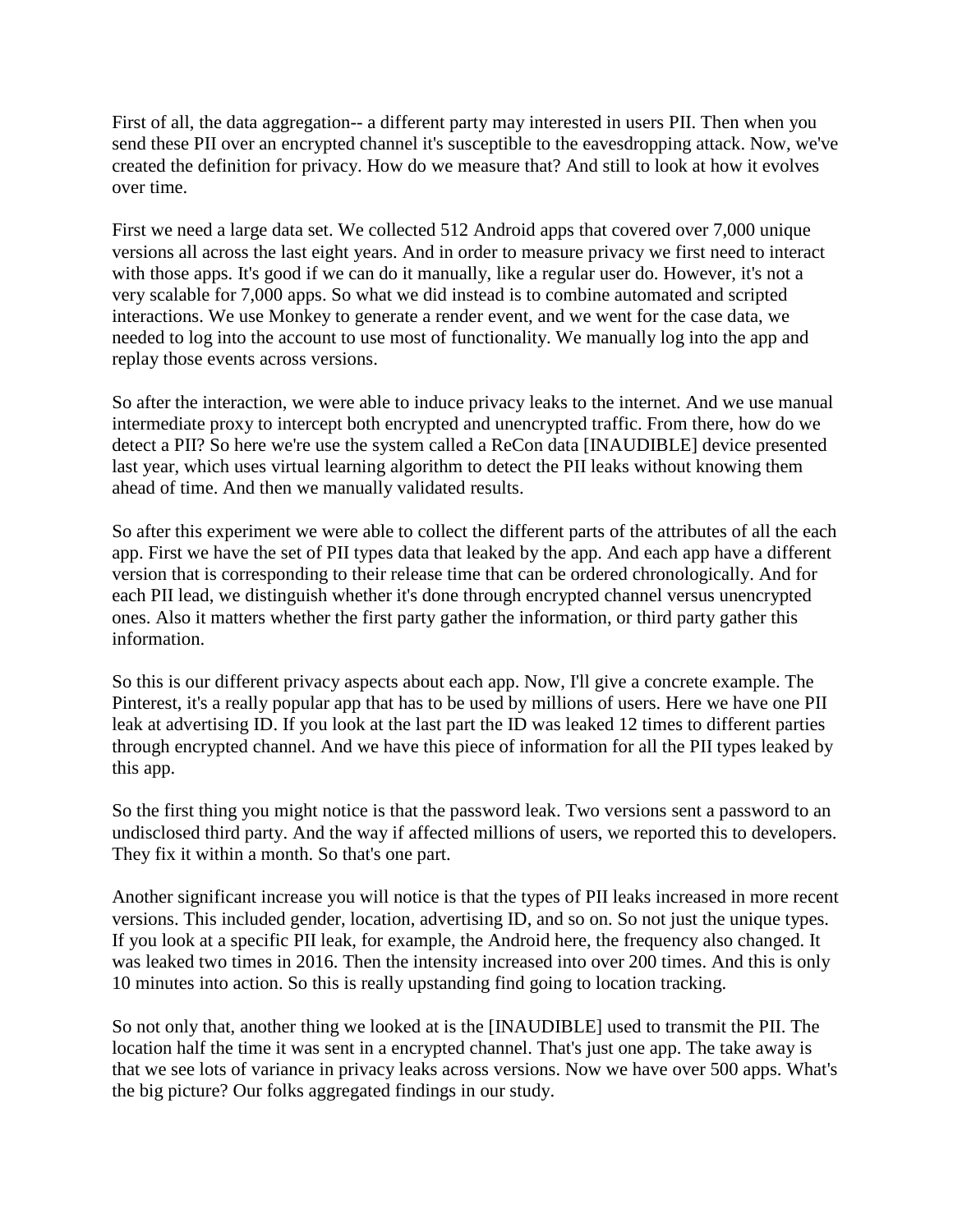First of all, the data aggregation-- a different party may interested in users PII. Then when you send these PII over an encrypted channel it's susceptible to the eavesdropping attack. Now, we've created the definition for privacy. How do we measure that? And still to look at how it evolves over time.

First we need a large data set. We collected 512 Android apps that covered over 7,000 unique versions all across the last eight years. And in order to measure privacy we first need to interact with those apps. It's good if we can do it manually, like a regular user do. However, it's not a very scalable for 7,000 apps. So what we did instead is to combine automated and scripted interactions. We use Monkey to generate a render event, and we went for the case data, we needed to log into the account to use most of functionality. We manually log into the app and replay those events across versions.

So after the interaction, we were able to induce privacy leaks to the internet. And we use manual intermediate proxy to intercept both encrypted and unencrypted traffic. From there, how do we detect a PII? So here we're use the system called a ReCon data [INAUDIBLE] device presented last year, which uses virtual learning algorithm to detect the PII leaks without knowing them ahead of time. And then we manually validated results.

So after this experiment we were able to collect the different parts of the attributes of all the each app. First we have the set of PII types data that leaked by the app. And each app have a different version that is corresponding to their release time that can be ordered chronologically. And for each PII lead, we distinguish whether it's done through encrypted channel versus unencrypted ones. Also it matters whether the first party gather the information, or third party gather this information.

So this is our different privacy aspects about each app. Now, I'll give a concrete example. The Pinterest, it's a really popular app that has to be used by millions of users. Here we have one PII leak at advertising ID. If you look at the last part the ID was leaked 12 times to different parties through encrypted channel. And we have this piece of information for all the PII types leaked by this app.

So the first thing you might notice is that the password leak. Two versions sent a password to an undisclosed third party. And the way if affected millions of users, we reported this to developers. They fix it within a month. So that's one part.

Another significant increase you will notice is that the types of PII leaks increased in more recent versions. This included gender, location, advertising ID, and so on. So not just the unique types. If you look at a specific PII leak, for example, the Android here, the frequency also changed. It was leaked two times in 2016. Then the intensity increased into over 200 times. And this is only 10 minutes into action. So this is really upstanding find going to location tracking.

So not only that, another thing we looked at is the [INAUDIBLE] used to transmit the PII. The location half the time it was sent in a encrypted channel. That's just one app. The take away is that we see lots of variance in privacy leaks across versions. Now we have over 500 apps. What's the big picture? Our folks aggregated findings in our study.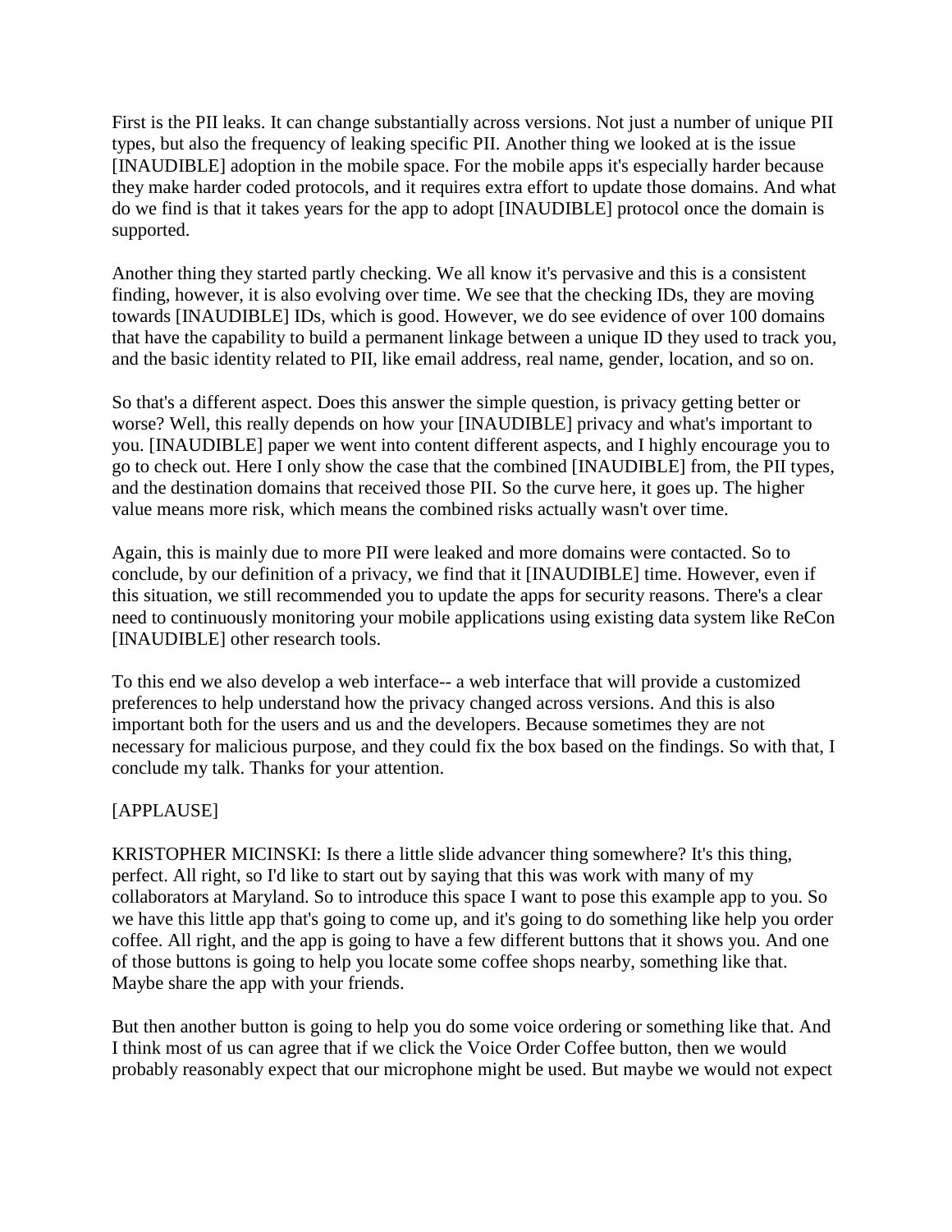First is the PII leaks. It can change substantially across versions. Not just a number of unique PII types, but also the frequency of leaking specific PII. Another thing we looked at is the issue [INAUDIBLE] adoption in the mobile space. For the mobile apps it's especially harder because they make harder coded protocols, and it requires extra effort to update those domains. And what do we find is that it takes years for the app to adopt [INAUDIBLE] protocol once the domain is supported.

Another thing they started partly checking. We all know it's pervasive and this is a consistent finding, however, it is also evolving over time. We see that the checking IDs, they are moving towards [INAUDIBLE] IDs, which is good. However, we do see evidence of over 100 domains that have the capability to build a permanent linkage between a unique ID they used to track you, and the basic identity related to PII, like email address, real name, gender, location, and so on.

So that's a different aspect. Does this answer the simple question, is privacy getting better or worse? Well, this really depends on how your [INAUDIBLE] privacy and what's important to you. [INAUDIBLE] paper we went into content different aspects, and I highly encourage you to go to check out. Here I only show the case that the combined [INAUDIBLE] from, the PII types, and the destination domains that received those PII. So the curve here, it goes up. The higher value means more risk, which means the combined risks actually wasn't over time.

Again, this is mainly due to more PII were leaked and more domains were contacted. So to conclude, by our definition of a privacy, we find that it [INAUDIBLE] time. However, even if this situation, we still recommended you to update the apps for security reasons. There's a clear need to continuously monitoring your mobile applications using existing data system like ReCon [INAUDIBLE] other research tools.

To this end we also develop a web interface-- a web interface that will provide a customized preferences to help understand how the privacy changed across versions. And this is also important both for the users and us and the developers. Because sometimes they are not necessary for malicious purpose, and they could fix the box based on the findings. So with that, I conclude my talk. Thanks for your attention.

[APPLAUSE]

KRISTOPHER MICINSKI: Is there a little slide advancer thing somewhere? It's this thing, perfect. All right, so I'd like to start out by saying that this was work with many of my collaborators at Maryland. So to introduce this space I want to pose this example app to you. So we have this little app that's going to come up, and it's going to do something like help you order coffee. All right, and the app is going to have a few different buttons that it shows you. And one of those buttons is going to help you locate some coffee shops nearby, something like that. Maybe share the app with your friends.

But then another button is going to help you do some voice ordering or something like that. And I think most of us can agree that if we click the Voice Order Coffee button, then we would probably reasonably expect that our microphone might be used. But maybe we would not expect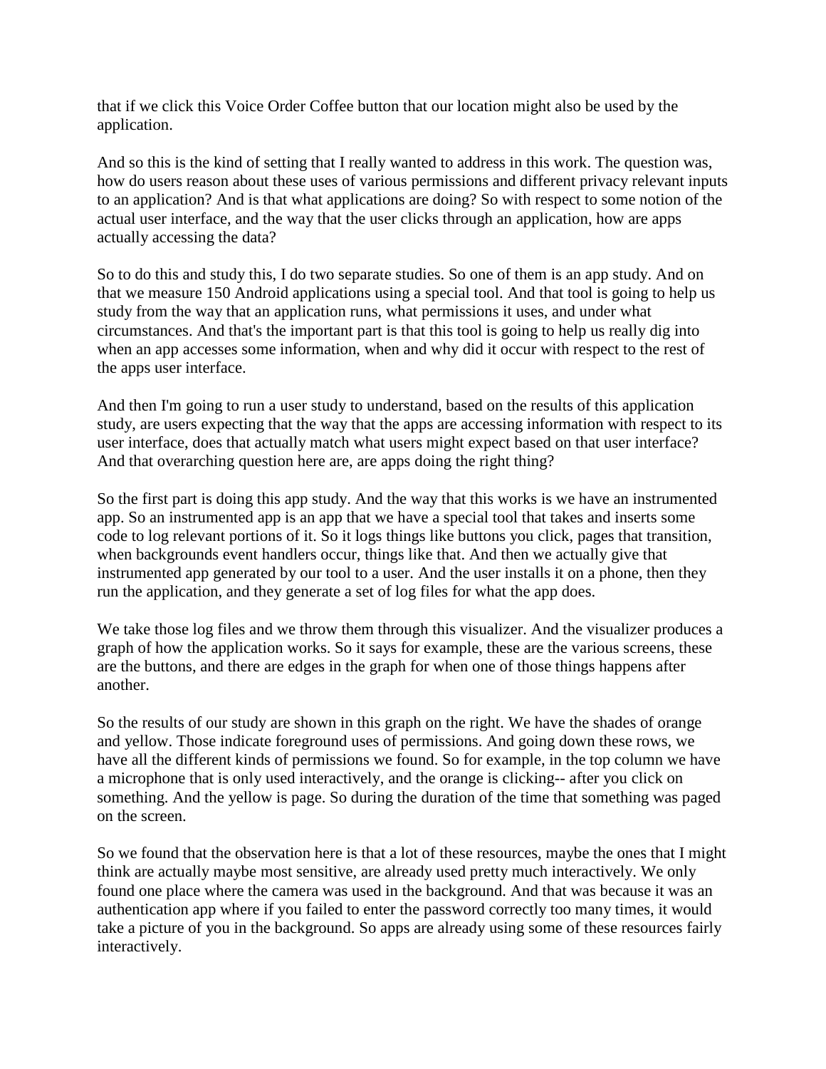that if we click this Voice Order Coffee button that our location might also be used by the application.

And so this is the kind of setting that I really wanted to address in this work. The question was, how do users reason about these uses of various permissions and different privacy relevant inputs to an application? And is that what applications are doing? So with respect to some notion of the actual user interface, and the way that the user clicks through an application, how are apps actually accessing the data?

So to do this and study this, I do two separate studies. So one of them is an app study. And on that we measure 150 Android applications using a special tool. And that tool is going to help us study from the way that an application runs, what permissions it uses, and under what circumstances. And that's the important part is that this tool is going to help us really dig into when an app accesses some information, when and why did it occur with respect to the rest of the apps user interface.

And then I'm going to run a user study to understand, based on the results of this application study, are users expecting that the way that the apps are accessing information with respect to its user interface, does that actually match what users might expect based on that user interface? And that overarching question here are, are apps doing the right thing?

So the first part is doing this app study. And the way that this works is we have an instrumented app. So an instrumented app is an app that we have a special tool that takes and inserts some code to log relevant portions of it. So it logs things like buttons you click, pages that transition, when backgrounds event handlers occur, things like that. And then we actually give that instrumented app generated by our tool to a user. And the user installs it on a phone, then they run the application, and they generate a set of log files for what the app does.

We take those log files and we throw them through this visualizer. And the visualizer produces a graph of how the application works. So it says for example, these are the various screens, these are the buttons, and there are edges in the graph for when one of those things happens after another.

So the results of our study are shown in this graph on the right. We have the shades of orange and yellow. Those indicate foreground uses of permissions. And going down these rows, we have all the different kinds of permissions we found. So for example, in the top column we have a microphone that is only used interactively, and the orange is clicking-- after you click on something. And the yellow is page. So during the duration of the time that something was paged on the screen.

So we found that the observation here is that a lot of these resources, maybe the ones that I might think are actually maybe most sensitive, are already used pretty much interactively. We only found one place where the camera was used in the background. And that was because it was an authentication app where if you failed to enter the password correctly too many times, it would take a picture of you in the background. So apps are already using some of these resources fairly interactively.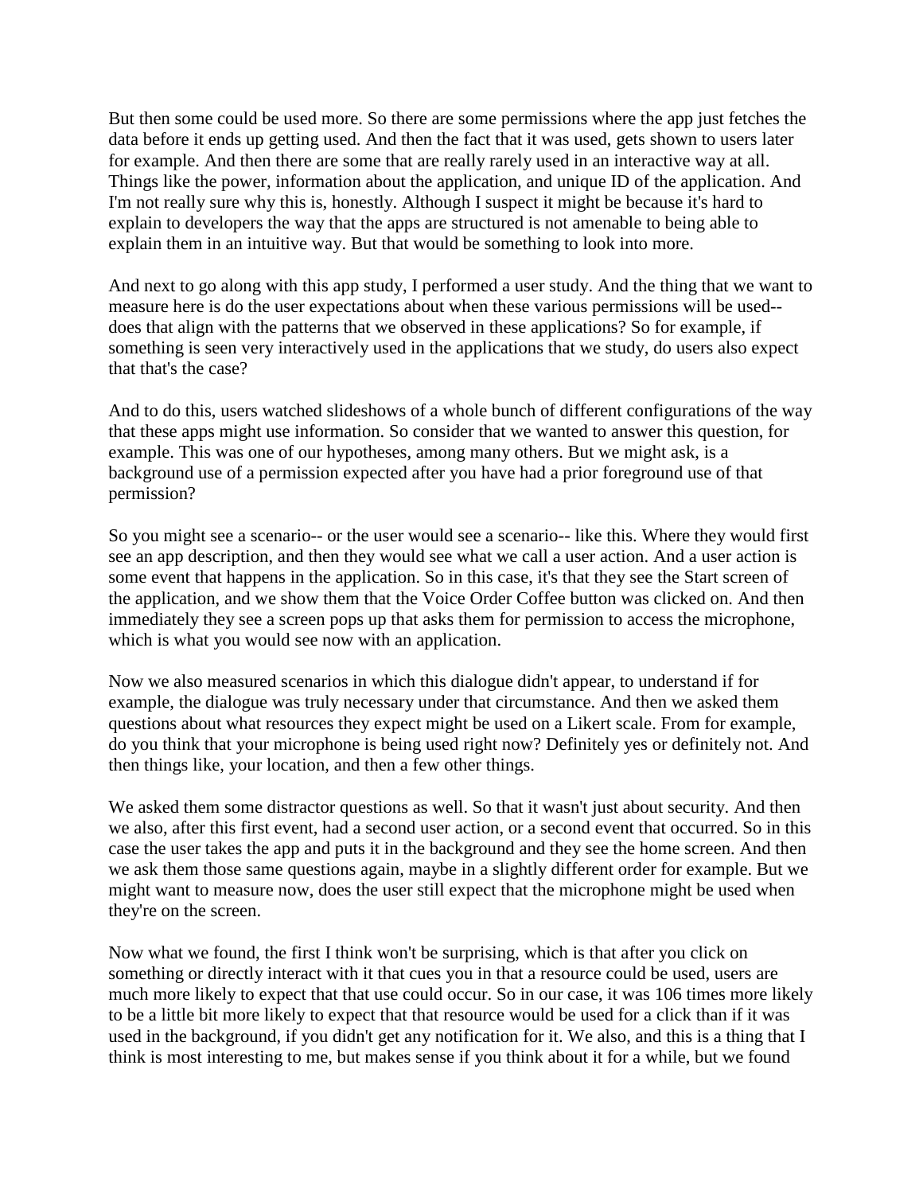But then some could be used more. So there are some permissions where the app just fetches the data before it ends up getting used. And then the fact that it was used, gets shown to users later for example. And then there are some that are really rarely used in an interactive way at all. Things like the power, information about the application, and unique ID of the application. And I'm not really sure why this is, honestly. Although I suspect it might be because it's hard to explain to developers the way that the apps are structured is not amenable to being able to explain them in an intuitive way. But that would be something to look into more.

And next to go along with this app study, I performed a user study. And the thing that we want to measure here is do the user expectations about when these various permissions will be used-- does that align with the patterns that we observed in these applications? So for example, if something is seen very interactively used in the applications that we study, do users also expect that that's the case?

And to do this, users watched slideshows of a whole bunch of different configurations of the way that these apps might use information. So consider that we wanted to answer this question, for example. This was one of our hypotheses, among many others. But we might ask, is a background use of a permission expected after you have had a prior foreground use of that permission?

So you might see a scenario-- or the user would see a scenario-- like this. Where they would first see an app description, and then they would see what we call a user action. And a user action is some event that happens in the application. So in this case, it's that they see the Start screen of the application, and we show them that the Voice Order Coffee button was clicked on. And then immediately they see a screen pops up that asks them for permission to access the microphone, which is what you would see now with an application.

Now we also measured scenarios in which this dialogue didn't appear, to understand if for example, the dialogue was truly necessary under that circumstance. And then we asked them questions about what resources they expect might be used on a Likert scale. From for example, do you think that your microphone is being used right now? Definitely yes or definitely not. And then things like, your location, and then a few other things.

We asked them some distractor questions as well. So that it wasn't just about security. And then we also, after this first event, had a second user action, or a second event that occurred. So in this case the user takes the app and puts it in the background and they see the home screen. And then we ask them those same questions again, maybe in a slightly different order for example. But we might want to measure now, does the user still expect that the microphone might be used when they're on the screen.

Now what we found, the first I think won't be surprising, which is that after you click on something or directly interact with it that cues you in that a resource could be used, users are much more likely to expect that that use could occur. So in our case, it was 106 times more likely to be a little bit more likely to expect that that resource would be used for a click than if it was used in the background, if you didn't get any notification for it. We also, and this is a thing that I think is most interesting to me, but makes sense if you think about it for a while, but we found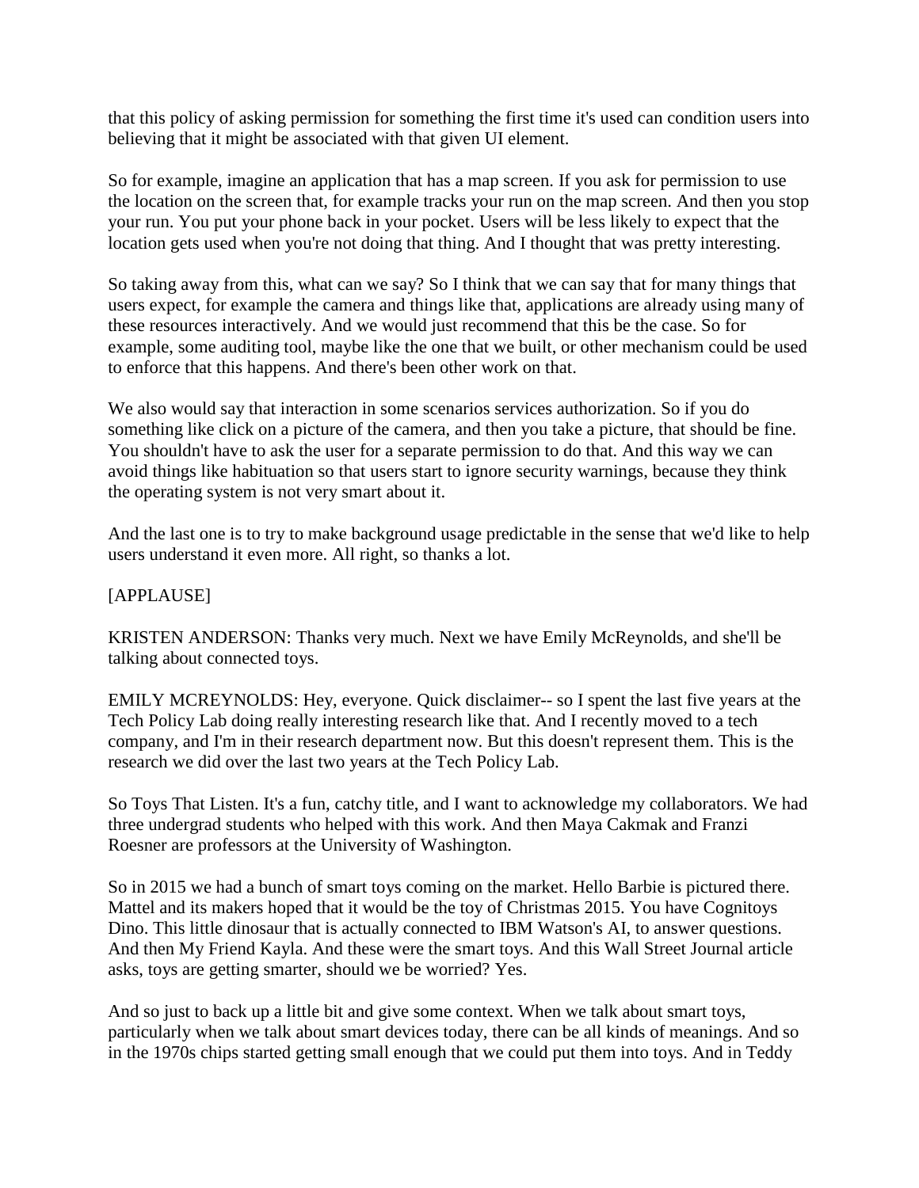that this policy of asking permission for something the first time it's used can condition users into believing that it might be associated with that given UI element.

So for example, imagine an application that has a map screen. If you ask for permission to use the location on the screen that, for example tracks your run on the map screen. And then you stop your run. You put your phone back in your pocket. Users will be less likely to expect that the location gets used when you're not doing that thing. And I thought that was pretty interesting.

So taking away from this, what can we say? So I think that we can say that for many things that users expect, for example the camera and things like that, applications are already using many of these resources interactively. And we would just recommend that this be the case. So for example, some auditing tool, maybe like the one that we built, or other mechanism could be used to enforce that this happens. And there's been other work on that.

We also would say that interaction in some scenarios services authorization. So if you do something like click on a picture of the camera, and then you take a picture, that should be fine. You shouldn't have to ask the user for a separate permission to do that. And this way we can avoid things like habituation so that users start to ignore security warnings, because they think the operating system is not very smart about it.

And the last one is to try to make background usage predictable in the sense that we'd like to help users understand it even more. All right, so thanks a lot.

[APPLAUSE]

KRISTEN ANDERSON: Thanks very much. Next we have Emily McReynolds, and she'll be talking about connected toys.

EMILY MCREYNOLDS: Hey, everyone. Quick disclaimer-- so I spent the last five years at the Tech Policy Lab doing really interesting research like that. And I recently moved to a tech company, and I'm in their research department now. But this doesn't represent them. This is the research we did over the last two years at the Tech Policy Lab.

So Toys That Listen. It's a fun, catchy title, and I want to acknowledge my collaborators. We had three undergrad students who helped with this work. And then Maya Cakmak and Franzi Roesner are professors at the University of Washington.

So in 2015 we had a bunch of smart toys coming on the market. Hello Barbie is pictured there. Mattel and its makers hoped that it would be the toy of Christmas 2015. You have Cognitoys Dino. This little dinosaur that is actually connected to IBM Watson's AI, to answer questions. And then My Friend Kayla. And these were the smart toys. And this Wall Street Journal article asks, toys are getting smarter, should we be worried? Yes.

And so just to back up a little bit and give some context. When we talk about smart toys, particularly when we talk about smart devices today, there can be all kinds of meanings. And so in the 1970s chips started getting small enough that we could put them into toys. And in Teddy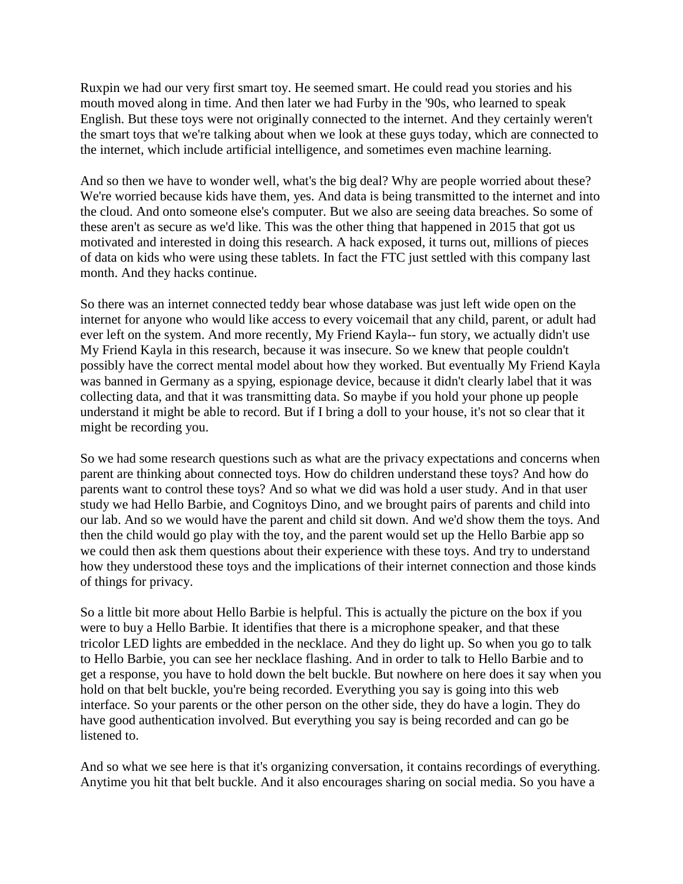Ruxpin we had our very first smart toy. He seemed smart. He could read you stories and his mouth moved along in time. And then later we had Furby in the '90s, who learned to speak English. But these toys were not originally connected to the internet. And they certainly weren't the smart toys that we're talking about when we look at these guys today, which are connected to the internet, which include artificial intelligence, and sometimes even machine learning.

And so then we have to wonder well, what's the big deal? Why are people worried about these? We're worried because kids have them, yes. And data is being transmitted to the internet and into the cloud. And onto someone else's computer. But we also are seeing data breaches. So some of these aren't as secure as we'd like. This was the other thing that happened in 2015 that got us motivated and interested in doing this research. A hack exposed, it turns out, millions of pieces of data on kids who were using these tablets. In fact the FTC just settled with this company last month. And they hacks continue.

So there was an internet connected teddy bear whose database was just left wide open on the internet for anyone who would like access to every voicemail that any child, parent, or adult had ever left on the system. And more recently, My Friend Kayla-- fun story, we actually didn't use My Friend Kayla in this research, because it was insecure. So we knew that people couldn't possibly have the correct mental model about how they worked. But eventually My Friend Kayla was banned in Germany as a spying, espionage device, because it didn't clearly label that it was collecting data, and that it was transmitting data. So maybe if you hold your phone up people understand it might be able to record. But if I bring a doll to your house, it's not so clear that it might be recording you.

So we had some research questions such as what are the privacy expectations and concerns when parent are thinking about connected toys. How do children understand these toys? And how do parents want to control these toys? And so what we did was hold a user study. And in that user study we had Hello Barbie, and Cognitoys Dino, and we brought pairs of parents and child into our lab. And so we would have the parent and child sit down. And we'd show them the toys. And then the child would go play with the toy, and the parent would set up the Hello Barbie app so we could then ask them questions about their experience with these toys. And try to understand how they understood these toys and the implications of their internet connection and those kinds of things for privacy.

So a little bit more about Hello Barbie is helpful. This is actually the picture on the box if you were to buy a Hello Barbie. It identifies that there is a microphone speaker, and that these tricolor LED lights are embedded in the necklace. And they do light up. So when you go to talk to Hello Barbie, you can see her necklace flashing. And in order to talk to Hello Barbie and to get a response, you have to hold down the belt buckle. But nowhere on here does it say when you hold on that belt buckle, you're being recorded. Everything you say is going into this web interface. So your parents or the other person on the other side, they do have a login. They do have good authentication involved. But everything you say is being recorded and can go be listened to.

And so what we see here is that it's organizing conversation, it contains recordings of everything. Anytime you hit that belt buckle. And it also encourages sharing on social media. So you have a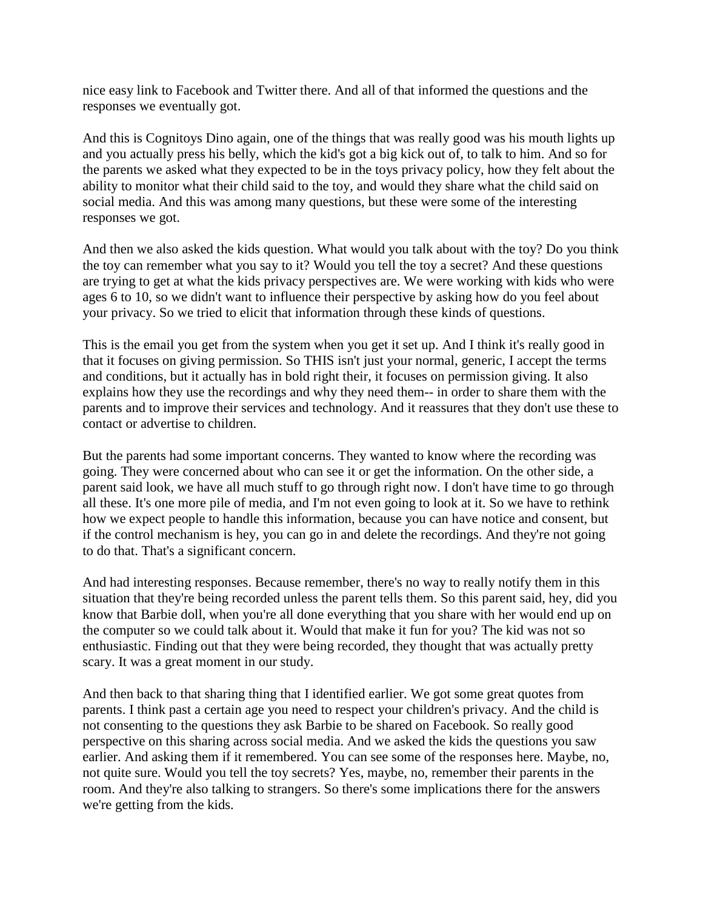nice easy link to Facebook and Twitter there. And all of that informed the questions and the responses we eventually got.

And this is Cognitoys Dino again, one of the things that was really good was his mouth lights up and you actually press his belly, which the kid's got a big kick out of, to talk to him. And so for the parents we asked what they expected to be in the toys privacy policy, how they felt about the ability to monitor what their child said to the toy, and would they share what the child said on social media. And this was among many questions, but these were some of the interesting responses we got.

And then we also asked the kids question. What would you talk about with the toy? Do you think the toy can remember what you say to it? Would you tell the toy a secret? And these questions are trying to get at what the kids privacy perspectives are. We were working with kids who were ages 6 to 10, so we didn't want to influence their perspective by asking how do you feel about your privacy. So we tried to elicit that information through these kinds of questions.

This is the email you get from the system when you get it set up. And I think it's really good in that it focuses on giving permission. So THIS isn't just your normal, generic, I accept the terms and conditions, but it actually has in bold right their, it focuses on permission giving. It also explains how they use the recordings and why they need them-- in order to share them with the parents and to improve their services and technology. And it reassures that they don't use these to contact or advertise to children.

But the parents had some important concerns. They wanted to know where the recording was going. They were concerned about who can see it or get the information. On the other side, a parent said look, we have all much stuff to go through right now. I don't have time to go through all these. It's one more pile of media, and I'm not even going to look at it. So we have to rethink how we expect people to handle this information, because you can have notice and consent, but if the control mechanism is hey, you can go in and delete the recordings. And they're not going to do that. That's a significant concern.

And had interesting responses. Because remember, there's no way to really notify them in this situation that they're being recorded unless the parent tells them. So this parent said, hey, did you know that Barbie doll, when you're all done everything that you share with her would end up on the computer so we could talk about it. Would that make it fun for you? The kid was not so enthusiastic. Finding out that they were being recorded, they thought that was actually pretty scary. It was a great moment in our study.

And then back to that sharing thing that I identified earlier. We got some great quotes from parents. I think past a certain age you need to respect your children's privacy. And the child is not consenting to the questions they ask Barbie to be shared on Facebook. So really good perspective on this sharing across social media. And we asked the kids the questions you saw earlier. And asking them if it remembered. You can see some of the responses here. Maybe, no, not quite sure. Would you tell the toy secrets? Yes, maybe, no, remember their parents in the room. And they're also talking to strangers. So there's some implications there for the answers we're getting from the kids.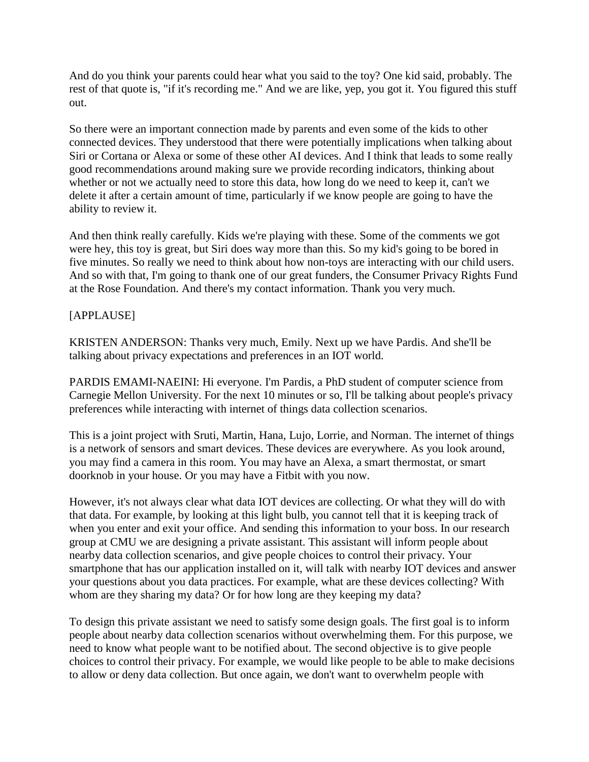And do you think your parents could hear what you said to the toy? One kid said, probably. The rest of that quote is, "if it's recording me." And we are like, yep, you got it. You figured this stuff out.

So there were an important connection made by parents and even some of the kids to other connected devices. They understood that there were potentially implications when talking about Siri or Cortana or Alexa or some of these other AI devices. And I think that leads to some really good recommendations around making sure we provide recording indicators, thinking about whether or not we actually need to store this data, how long do we need to keep it, can't we delete it after a certain amount of time, particularly if we know people are going to have the ability to review it.

And then think really carefully. Kids we're playing with these. Some of the comments we got were hey, this toy is great, but Siri does way more than this. So my kid's going to be bored in five minutes. So really we need to think about how non-toys are interacting with our child users. And so with that, I'm going to thank one of our great funders, the Consumer Privacy Rights Fund at the Rose Foundation. And there's my contact information. Thank you very much.

[APPLAUSE]

KRISTEN ANDERSON: Thanks very much, Emily. Next up we have Pardis. And she'll be talking about privacy expectations and preferences in an IOT world.

PARDIS EMAMI-NAEINI: Hi everyone. I'm Pardis, a PhD student of computer science from Carnegie Mellon University. For the next 10 minutes or so, I'll be talking about people's privacy preferences while interacting with internet of things data collection scenarios.

This is a joint project with Sruti, Martin, Hana, Lujo, Lorrie, and Norman. The internet of things is a network of sensors and smart devices. These devices are everywhere. As you look around, you may find a camera in this room. You may have an Alexa, a smart thermostat, or smart doorknob in your house. Or you may have a Fitbit with you now.

However, it's not always clear what data IOT devices are collecting. Or what they will do with that data. For example, by looking at this light bulb, you cannot tell that it is keeping track of when you enter and exit your office. And sending this information to your boss. In our research group at CMU we are designing a private assistant. This assistant will inform people about nearby data collection scenarios, and give people choices to control their privacy. Your smartphone that has our application installed on it, will talk with nearby IOT devices and answer your questions about you data practices. For example, what are these devices collecting? With whom are they sharing my data? Or for how long are they keeping my data?

To design this private assistant we need to satisfy some design goals. The first goal is to inform people about nearby data collection scenarios without overwhelming them. For this purpose, we need to know what people want to be notified about. The second objective is to give people choices to control their privacy. For example, we would like people to be able to make decisions to allow or deny data collection. But once again, we don't want to overwhelm people with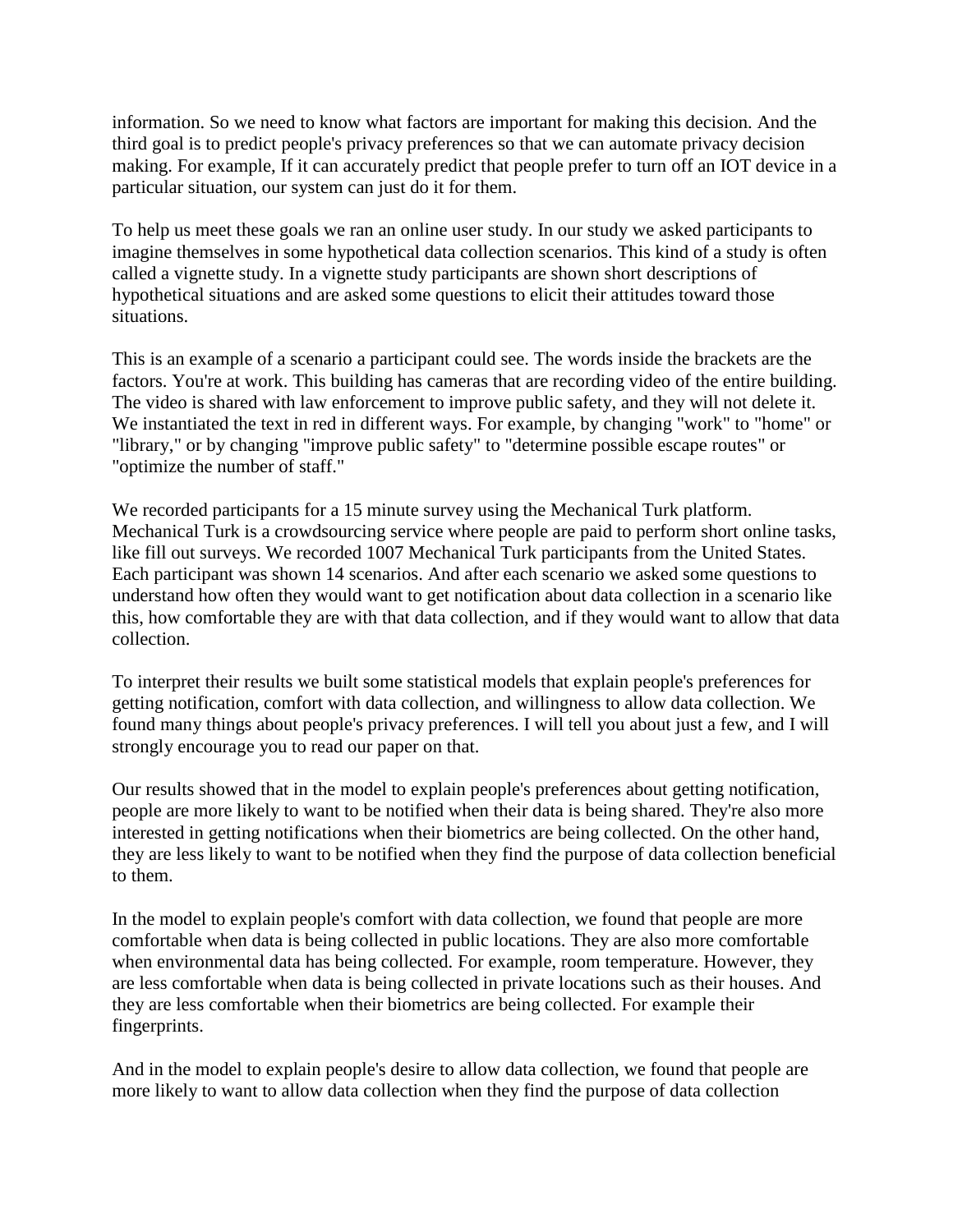information. So we need to know what factors are important for making this decision. And the third goal is to predict people's privacy preferences so that we can automate privacy decision making. For example, If it can accurately predict that people prefer to turn off an IOT device in a particular situation, our system can just do it for them.

To help us meet these goals we ran an online user study. In our study we asked participants to imagine themselves in some hypothetical data collection scenarios. This kind of a study is often called a vignette study. In a vignette study participants are shown short descriptions of hypothetical situations and are asked some questions to elicit their attitudes toward those situations.

This is an example of a scenario a participant could see. The words inside the brackets are the factors. You're at work. This building has cameras that are recording video of the entire building. The video is shared with law enforcement to improve public safety, and they will not delete it. We instantiated the text in red in different ways. For example, by changing "work" to "home" or "library," or by changing "improve public safety" to "determine possible escape routes" or "optimize the number of staff."

We recorded participants for a 15 minute survey using the Mechanical Turk platform. Mechanical Turk is a crowdsourcing service where people are paid to perform short online tasks, like fill out surveys. We recorded 1007 Mechanical Turk participants from the United States. Each participant was shown 14 scenarios. And after each scenario we asked some questions to understand how often they would want to get notification about data collection in a scenario like this, how comfortable they are with that data collection, and if they would want to allow that data collection.

To interpret their results we built some statistical models that explain people's preferences for getting notification, comfort with data collection, and willingness to allow data collection. We found many things about people's privacy preferences. I will tell you about just a few, and I will strongly encourage you to read our paper on that.

Our results showed that in the model to explain people's preferences about getting notification, people are more likely to want to be notified when their data is being shared. They're also more interested in getting notifications when their biometrics are being collected. On the other hand, they are less likely to want to be notified when they find the purpose of data collection beneficial to them.

In the model to explain people's comfort with data collection, we found that people are more comfortable when data is being collected in public locations. They are also more comfortable when environmental data has being collected. For example, room temperature. However, they are less comfortable when data is being collected in private locations such as their houses. And they are less comfortable when their biometrics are being collected. For example their fingerprints.

And in the model to explain people's desire to allow data collection, we found that people are more likely to want to allow data collection when they find the purpose of data collection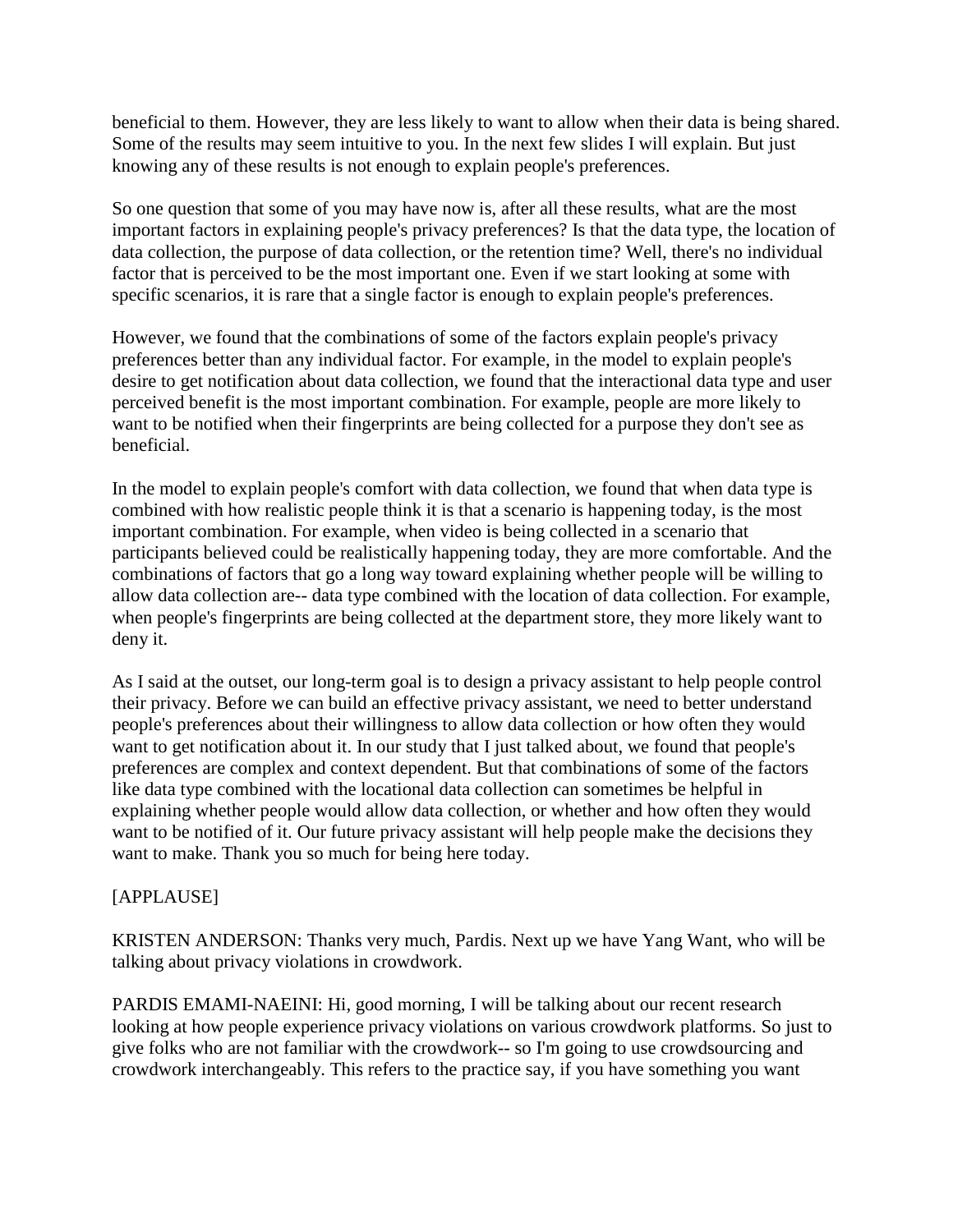beneficial to them. However, they are less likely to want to allow when their data is being shared. Some of the results may seem intuitive to you. In the next few slides I will explain. But just knowing any of these results is not enough to explain people's preferences.

So one question that some of you may have now is, after all these results, what are the most important factors in explaining people's privacy preferences? Is that the data type, the location of data collection, the purpose of data collection, or the retention time? Well, there's no individual factor that is perceived to be the most important one. Even if we start looking at some with specific scenarios, it is rare that a single factor is enough to explain people's preferences.

However, we found that the combinations of some of the factors explain people's privacy preferences better than any individual factor. For example, in the model to explain people's desire to get notification about data collection, we found that the interactional data type and user perceived benefit is the most important combination. For example, people are more likely to want to be notified when their fingerprints are being collected for a purpose they don't see as beneficial.

In the model to explain people's comfort with data collection, we found that when data type is combined with how realistic people think it is that a scenario is happening today, is the most important combination. For example, when video is being collected in a scenario that participants believed could be realistically happening today, they are more comfortable. And the combinations of factors that go a long way toward explaining whether people will be willing to allow data collection are-- data type combined with the location of data collection. For example, when people's fingerprints are being collected at the department store, they more likely want to deny it.

As I said at the outset, our long-term goal is to design a privacy assistant to help people control their privacy. Before we can build an effective privacy assistant, we need to better understand people's preferences about their willingness to allow data collection or how often they would want to get notification about it. In our study that I just talked about, we found that people's preferences are complex and context dependent. But that combinations of some of the factors like data type combined with the locational data collection can sometimes be helpful in explaining whether people would allow data collection, or whether and how often they would want to be notified of it. Our future privacy assistant will help people make the decisions they want to make. Thank you so much for being here today.

[APPLAUSE]

KRISTEN ANDERSON: Thanks very much, Pardis. Next up we have Yang Want, who will be talking about privacy violations in crowdwork.

PARDIS EMAMI-NAEINI: Hi, good morning, I will be talking about our recent research looking at how people experience privacy violations on various crowdwork platforms. So just to give folks who are not familiar with the crowdwork-- so I'm going to use crowdsourcing and crowdwork interchangeably. This refers to the practice say, if you have something you want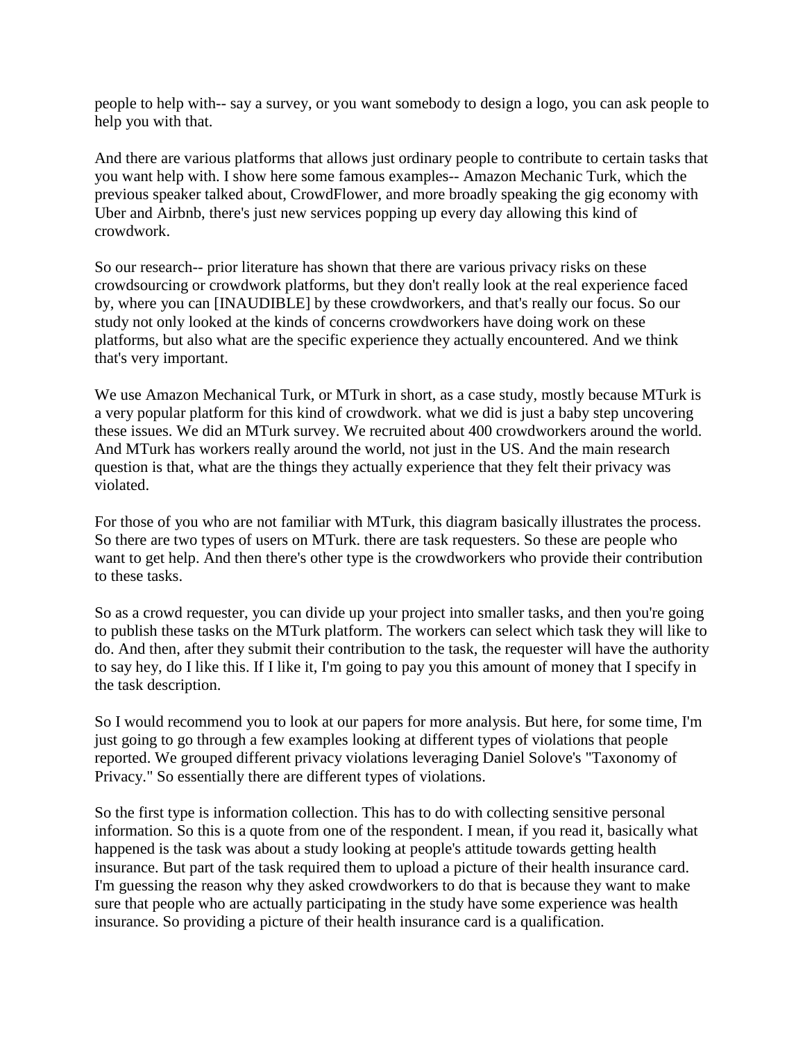people to help with-- say a survey, or you want somebody to design a logo, you can ask people to help you with that.

And there are various platforms that allows just ordinary people to contribute to certain tasks that you want help with. I show here some famous examples-- Amazon Mechanic Turk, which the previous speaker talked about, CrowdFlower, and more broadly speaking the gig economy with Uber and Airbnb, there's just new services popping up every day allowing this kind of crowdwork.

So our research-- prior literature has shown that there are various privacy risks on these crowdsourcing or crowdwork platforms, but they don't really look at the real experience faced by, where you can [INAUDIBLE] by these crowdworkers, and that's really our focus. So our study not only looked at the kinds of concerns crowdworkers have doing work on these platforms, but also what are the specific experience they actually encountered. And we think that's very important.

We use Amazon Mechanical Turk, or MTurk in short, as a case study, mostly because MTurk is a very popular platform for this kind of crowdwork. what we did is just a baby step uncovering these issues. We did an MTurk survey. We recruited about 400 crowdworkers around the world. And MTurk has workers really around the world, not just in the US. And the main research question is that, what are the things they actually experience that they felt their privacy was violated.

For those of you who are not familiar with MTurk, this diagram basically illustrates the process. So there are two types of users on MTurk. there are task requesters. So these are people who want to get help. And then there's other type is the crowdworkers who provide their contribution to these tasks.

So as a crowd requester, you can divide up your project into smaller tasks, and then you're going to publish these tasks on the MTurk platform. The workers can select which task they will like to do. And then, after they submit their contribution to the task, the requester will have the authority to say hey, do I like this. If I like it, I'm going to pay you this amount of money that I specify in the task description.

So I would recommend you to look at our papers for more analysis. But here, for some time, I'm just going to go through a few examples looking at different types of violations that people reported. We grouped different privacy violations leveraging Daniel Solove's "Taxonomy of Privacy." So essentially there are different types of violations.

So the first type is information collection. This has to do with collecting sensitive personal information. So this is a quote from one of the respondent. I mean, if you read it, basically what happened is the task was about a study looking at people's attitude towards getting health insurance. But part of the task required them to upload a picture of their health insurance card. I'm guessing the reason why they asked crowdworkers to do that is because they want to make sure that people who are actually participating in the study have some experience was health insurance. So providing a picture of their health insurance card is a qualification.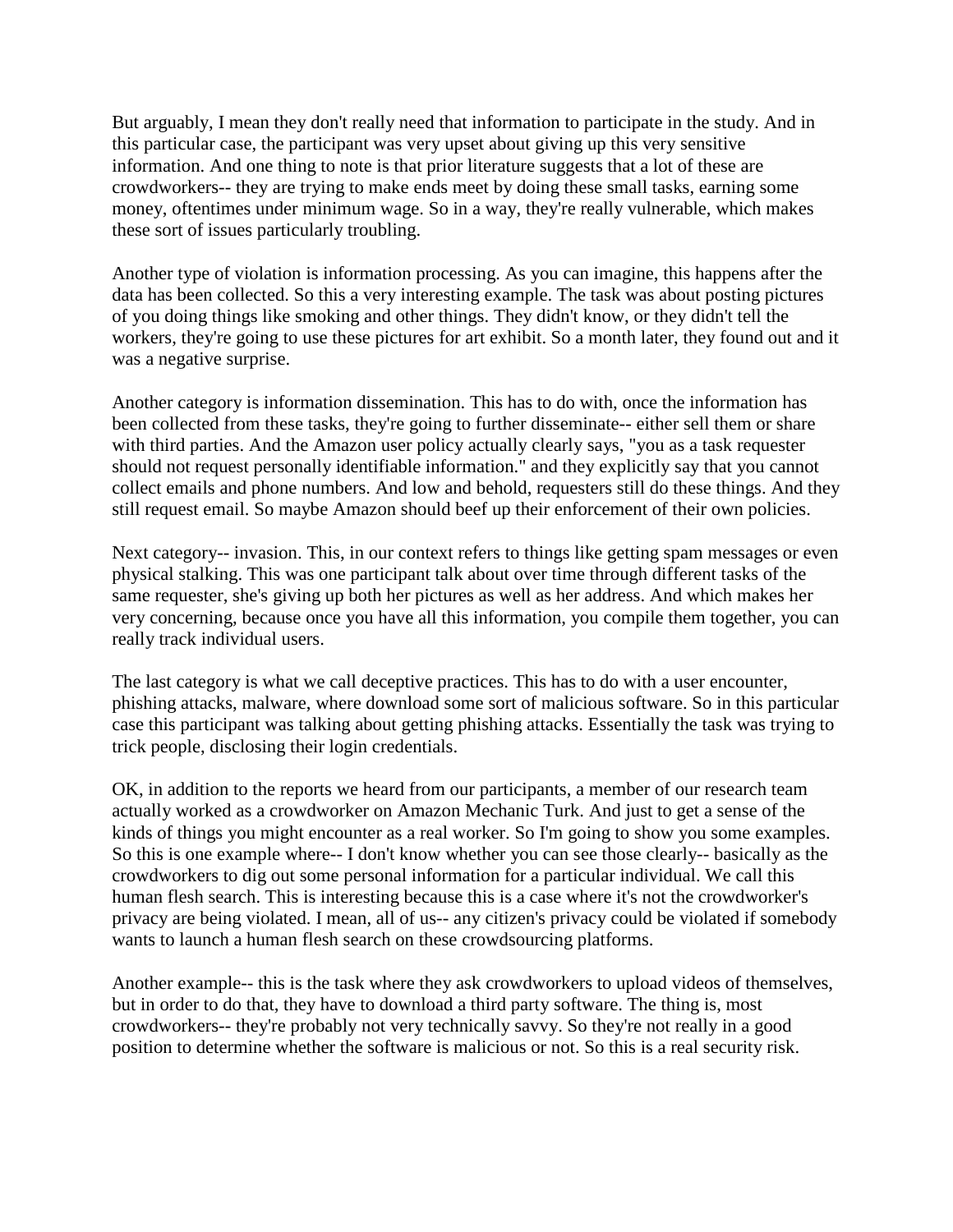But arguably, I mean they don't really need that information to participate in the study. And in this particular case, the participant was very upset about giving up this very sensitive information. And one thing to note is that prior literature suggests that a lot of these are crowdworkers-- they are trying to make ends meet by doing these small tasks, earning some money, oftentimes under minimum wage. So in a way, they're really vulnerable, which makes these sort of issues particularly troubling.

Another type of violation is information processing. As you can imagine, this happens after the data has been collected. So this a very interesting example. The task was about posting pictures of you doing things like smoking and other things. They didn't know, or they didn't tell the workers, they're going to use these pictures for art exhibit. So a month later, they found out and it was a negative surprise.

Another category is information dissemination. This has to do with, once the information has been collected from these tasks, they're going to further disseminate-- either sell them or share with third parties. And the Amazon user policy actually clearly says, "you as a task requester should not request personally identifiable information." and they explicitly say that you cannot collect emails and phone numbers. And low and behold, requesters still do these things. And they still request email. So maybe Amazon should beef up their enforcement of their own policies.

Next category-- invasion. This, in our context refers to things like getting spam messages or even physical stalking. This was one participant talk about over time through different tasks of the same requester, she's giving up both her pictures as well as her address. And which makes her very concerning, because once you have all this information, you compile them together, you can really track individual users.

The last category is what we call deceptive practices. This has to do with a user encounter, phishing attacks, malware, where download some sort of malicious software. So in this particular case this participant was talking about getting phishing attacks. Essentially the task was trying to trick people, disclosing their login credentials.

OK, in addition to the reports we heard from our participants, a member of our research team actually worked as a crowdworker on Amazon Mechanic Turk. And just to get a sense of the kinds of things you might encounter as a real worker. So I'm going to show you some examples. So this is one example where-- I don't know whether you can see those clearly-- basically as the crowdworkers to dig out some personal information for a particular individual. We call this human flesh search. This is interesting because this is a case where it's not the crowdworker's privacy are being violated. I mean, all of us-- any citizen's privacy could be violated if somebody wants to launch a human flesh search on these crowdsourcing platforms.

Another example-- this is the task where they ask crowdworkers to upload videos of themselves, but in order to do that, they have to download a third party software. The thing is, most crowdworkers-- they're probably not very technically savvy. So they're not really in a good position to determine whether the software is malicious or not. So this is a real security risk.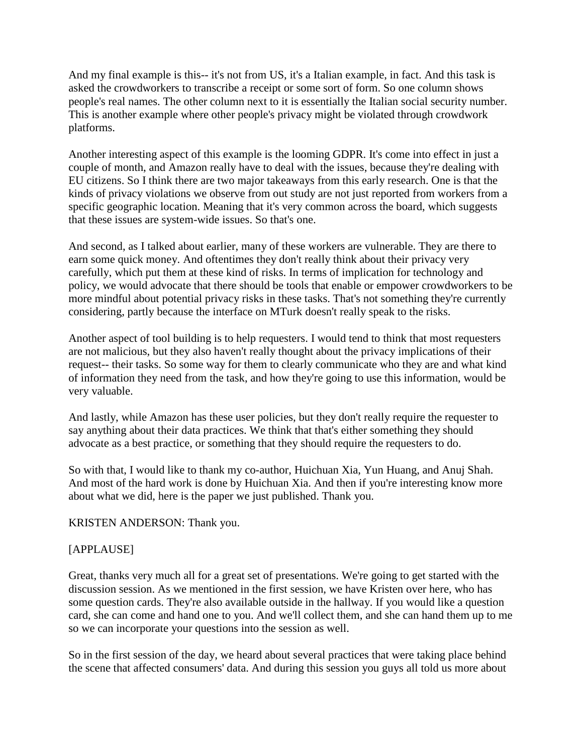And my final example is this-- it's not from US, it's a Italian example, in fact. And this task is asked the crowdworkers to transcribe a receipt or some sort of form. So one column shows people's real names. The other column next to it is essentially the Italian social security number. This is another example where other people's privacy might be violated through crowdwork platforms.

Another interesting aspect of this example is the looming GDPR. It's come into effect in just a couple of month, and Amazon really have to deal with the issues, because they're dealing with EU citizens. So I think there are two major takeaways from this early research. One is that the kinds of privacy violations we observe from out study are not just reported from workers from a specific geographic location. Meaning that it's very common across the board, which suggests that these issues are system-wide issues. So that's one.

And second, as I talked about earlier, many of these workers are vulnerable. They are there to earn some quick money. And oftentimes they don't really think about their privacy very carefully, which put them at these kind of risks. In terms of implication for technology and policy, we would advocate that there should be tools that enable or empower crowdworkers to be more mindful about potential privacy risks in these tasks. That's not something they're currently considering, partly because the interface on MTurk doesn't really speak to the risks.

Another aspect of tool building is to help requesters. I would tend to think that most requesters are not malicious, but they also haven't really thought about the privacy implications of their request-- their tasks. So some way for them to clearly communicate who they are and what kind of information they need from the task, and how they're going to use this information, would be very valuable.

And lastly, while Amazon has these user policies, but they don't really require the requester to say anything about their data practices. We think that that's either something they should advocate as a best practice, or something that they should require the requesters to do.

So with that, I would like to thank my co-author, Huichuan Xia, Yun Huang, and Anuj Shah. And most of the hard work is done by Huichuan Xia. And then if you're interesting know more about what we did, here is the paper we just published. Thank you.

KRISTEN ANDERSON: Thank you.

[APPLAUSE]

Great, thanks very much all for a great set of presentations. We're going to get started with the discussion session. As we mentioned in the first session, we have Kristen over here, who has some question cards. They're also available outside in the hallway. If you would like a question card, she can come and hand one to you. And we'll collect them, and she can hand them up to me so we can incorporate your questions into the session as well.

So in the first session of the day, we heard about several practices that were taking place behind the scene that affected consumers' data. And during this session you guys all told us more about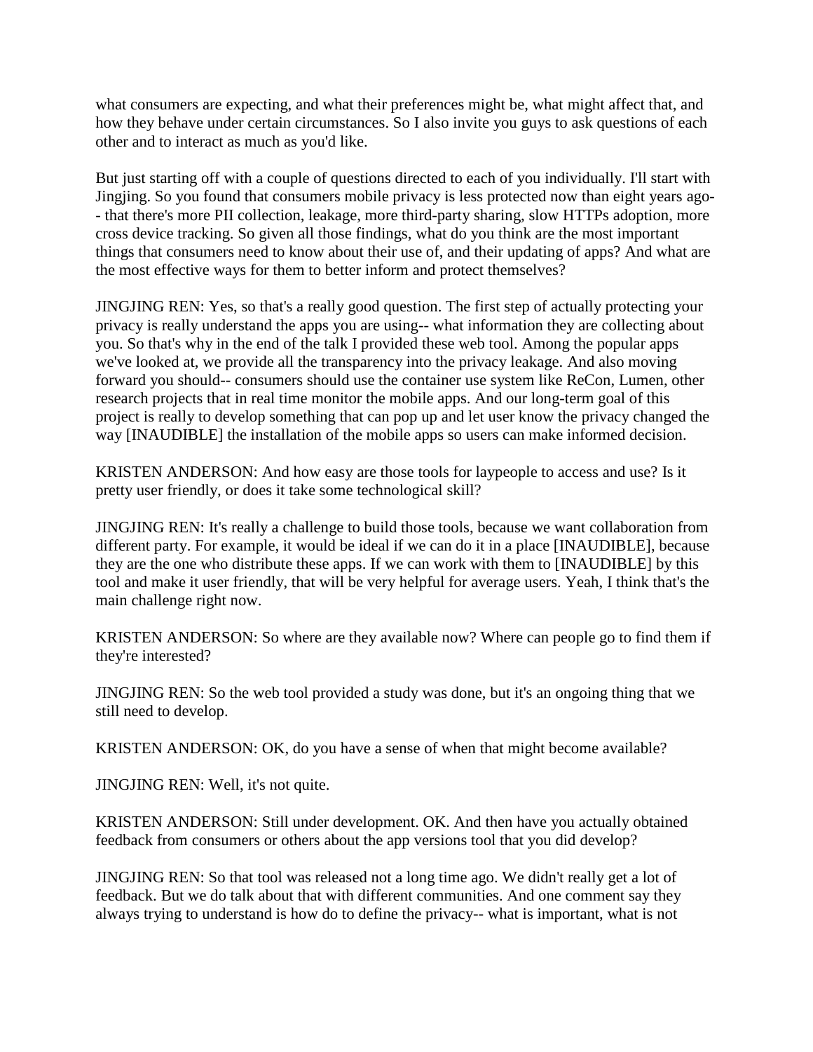what consumers are expecting, and what their preferences might be, what might affect that, and how they behave under certain circumstances. So I also invite you guys to ask questions of each other and to interact as much as you'd like.

But just starting off with a couple of questions directed to each of you individually. I'll start with Jingjing. So you found that consumers mobile privacy is less protected now than eight years ago-- that there's more PII collection, leakage, more third-party sharing, slow HTTPs adoption, more cross device tracking. So given all those findings, what do you think are the most important things that consumers need to know about their use of, and their updating of apps? And what are the most effective ways for them to better inform and protect themselves?

JINGJING REN: Yes, so that's a really good question. The first step of actually protecting your privacy is really understand the apps you are using-- what information they are collecting about you. So that's why in the end of the talk I provided these web tool. Among the popular apps we've looked at, we provide all the transparency into the privacy leakage. And also moving forward you should-- consumers should use the container use system like ReCon, Lumen, other research projects that in real time monitor the mobile apps. And our long-term goal of this project is really to develop something that can pop up and let user know the privacy changed the way [INAUDIBLE] the installation of the mobile apps so users can make informed decision.

KRISTEN ANDERSON: And how easy are those tools for laypeople to access and use? Is it pretty user friendly, or does it take some technological skill?

JINGJING REN: It's really a challenge to build those tools, because we want collaboration from different party. For example, it would be ideal if we can do it in a place [INAUDIBLE], because they are the one who distribute these apps. If we can work with them to [INAUDIBLE] by this tool and make it user friendly, that will be very helpful for average users. Yeah, I think that's the main challenge right now.

KRISTEN ANDERSON: So where are they available now? Where can people go to find them if they're interested?

JINGJING REN: So the web tool provided a study was done, but it's an ongoing thing that we still need to develop.

KRISTEN ANDERSON: OK, do you have a sense of when that might become available?

JINGJING REN: Well, it's not quite.

KRISTEN ANDERSON: Still under development. OK. And then have you actually obtained feedback from consumers or others about the app versions tool that you did develop?

JINGJING REN: So that tool was released not a long time ago. We didn't really get a lot of feedback. But we do talk about that with different communities. And one comment say they always trying to understand is how do to define the privacy-- what is important, what is not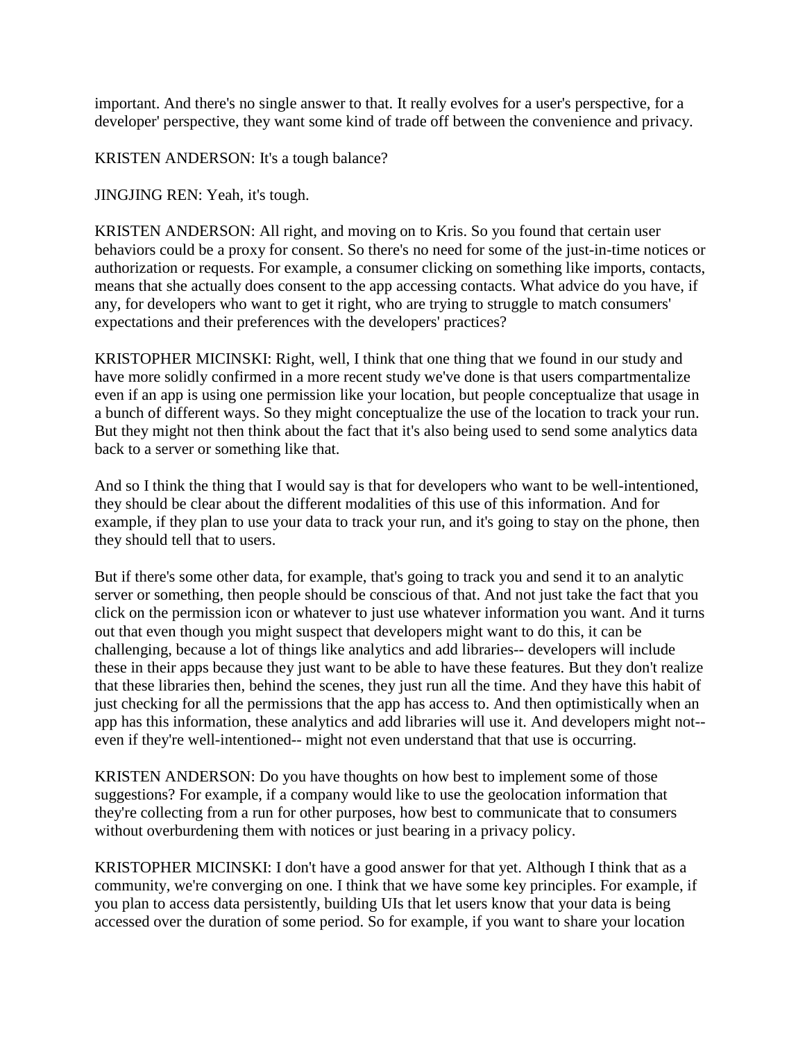important. And there's no single answer to that. It really evolves for a user's perspective, for a developer' perspective, they want some kind of trade off between the convenience and privacy.

KRISTEN ANDERSON: It's a tough balance?

JINGJING REN: Yeah, it's tough.

KRISTEN ANDERSON: All right, and moving on to Kris. So you found that certain user behaviors could be a proxy for consent. So there's no need for some of the just-in-time notices or authorization or requests. For example, a consumer clicking on something like imports, contacts, means that she actually does consent to the app accessing contacts. What advice do you have, if any, for developers who want to get it right, who are trying to struggle to match consumers' expectations and their preferences with the developers' practices?

KRISTOPHER MICINSKI: Right, well, I think that one thing that we found in our study and have more solidly confirmed in a more recent study we've done is that users compartmentalize even if an app is using one permission like your location, but people conceptualize that usage in a bunch of different ways. So they might conceptualize the use of the location to track your run. But they might not then think about the fact that it's also being used to send some analytics data back to a server or something like that.

And so I think the thing that I would say is that for developers who want to be well-intentioned, they should be clear about the different modalities of this use of this information. And for example, if they plan to use your data to track your run, and it's going to stay on the phone, then they should tell that to users.

But if there's some other data, for example, that's going to track you and send it to an analytic server or something, then people should be conscious of that. And not just take the fact that you click on the permission icon or whatever to just use whatever information you want. And it turns out that even though you might suspect that developers might want to do this, it can be challenging, because a lot of things like analytics and add libraries-- developers will include these in their apps because they just want to be able to have these features. But they don't realize that these libraries then, behind the scenes, they just run all the time. And they have this habit of just checking for all the permissions that the app has access to. And then optimistically when an app has this information, these analytics and add libraries will use it. And developers might not-- even if they're well-intentioned-- might not even understand that that use is occurring.

KRISTEN ANDERSON: Do you have thoughts on how best to implement some of those suggestions? For example, if a company would like to use the geolocation information that they're collecting from a run for other purposes, how best to communicate that to consumers without overburdening them with notices or just bearing in a privacy policy.

KRISTOPHER MICINSKI: I don't have a good answer for that yet. Although I think that as a community, we're converging on one. I think that we have some key principles. For example, if you plan to access data persistently, building UIs that let users know that your data is being accessed over the duration of some period. So for example, if you want to share your location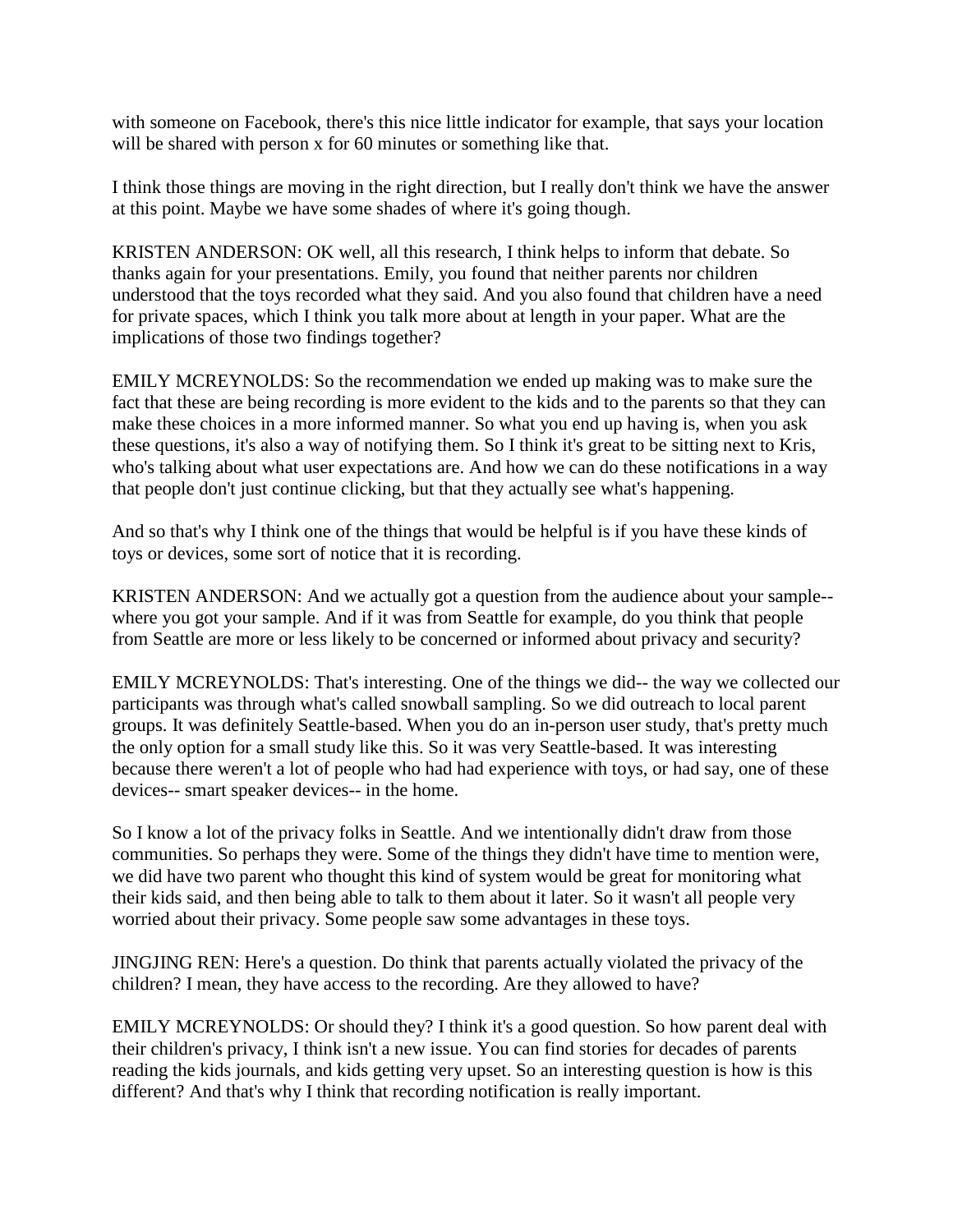with someone on Facebook, there's this nice little indicator for example, that says your location will be shared with person x for 60 minutes or something like that.

I think those things are moving in the right direction, but I really don't think we have the answer at this point. Maybe we have some shades of where it's going though.

KRISTEN ANDERSON: OK well, all this research, I think helps to inform that debate. So thanks again for your presentations. Emily, you found that neither parents nor children understood that the toys recorded what they said. And you also found that children have a need for private spaces, which I think you talk more about at length in your paper. What are the implications of those two findings together?

EMILY MCREYNOLDS: So the recommendation we ended up making was to make sure the fact that these are being recording is more evident to the kids and to the parents so that they can make these choices in a more informed manner. So what you end up having is, when you ask these questions, it's also a way of notifying them. So I think it's great to be sitting next to Kris, who's talking about what user expectations are. And how we can do these notifications in a way that people don't just continue clicking, but that they actually see what's happening.

And so that's why I think one of the things that would be helpful is if you have these kinds of toys or devices, some sort of notice that it is recording.

KRISTEN ANDERSON: And we actually got a question from the audience about your sample-- where you got your sample. And if it was from Seattle for example, do you think that people from Seattle are more or less likely to be concerned or informed about privacy and security?

EMILY MCREYNOLDS: That's interesting. One of the things we did-- the way we collected our participants was through what's called snowball sampling. So we did outreach to local parent groups. It was definitely Seattle-based. When you do an in-person user study, that's pretty much the only option for a small study like this. So it was very Seattle-based. It was interesting because there weren't a lot of people who had had experience with toys, or had say, one of these devices-- smart speaker devices-- in the home.

So I know a lot of the privacy folks in Seattle. And we intentionally didn't draw from those communities. So perhaps they were. Some of the things they didn't have time to mention were, we did have two parent who thought this kind of system would be great for monitoring what their kids said, and then being able to talk to them about it later. So it wasn't all people very worried about their privacy. Some people saw some advantages in these toys.

JINGJING REN: Here's a question. Do think that parents actually violated the privacy of the children? I mean, they have access to the recording. Are they allowed to have?

EMILY MCREYNOLDS: Or should they? I think it's a good question. So how parent deal with their children's privacy, I think isn't a new issue. You can find stories for decades of parents reading the kids journals, and kids getting very upset. So an interesting question is how is this different? And that's why I think that recording notification is really important.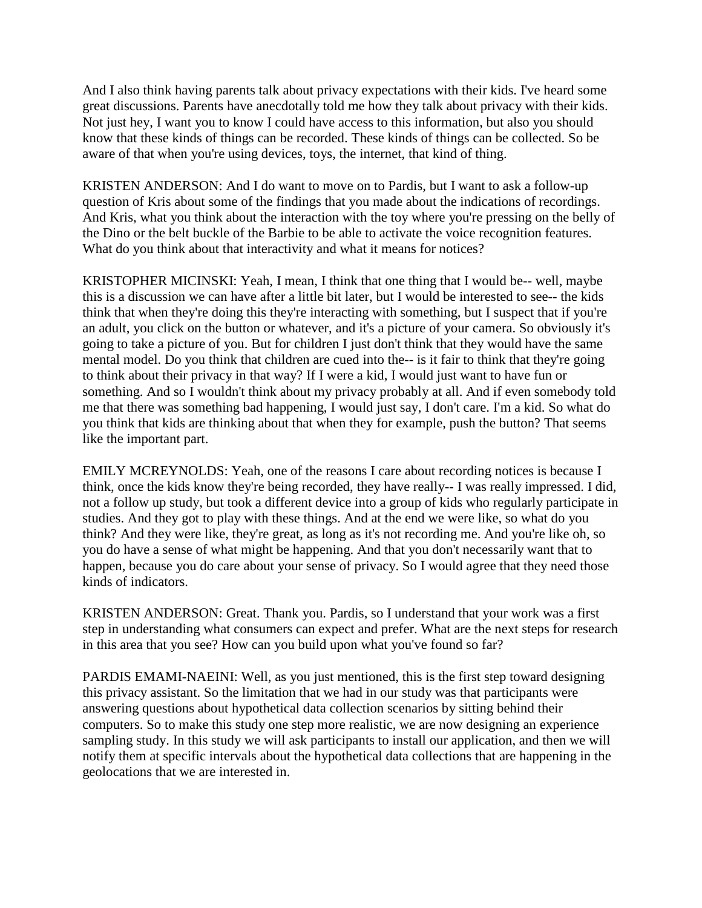And I also think having parents talk about privacy expectations with their kids. I've heard some great discussions. Parents have anecdotally told me how they talk about privacy with their kids. Not just hey, I want you to know I could have access to this information, but also you should know that these kinds of things can be recorded. These kinds of things can be collected. So be aware of that when you're using devices, toys, the internet, that kind of thing.

KRISTEN ANDERSON: And I do want to move on to Pardis, but I want to ask a follow-up question of Kris about some of the findings that you made about the indications of recordings. And Kris, what you think about the interaction with the toy where you're pressing on the belly of the Dino or the belt buckle of the Barbie to be able to activate the voice recognition features. What do you think about that interactivity and what it means for notices?

KRISTOPHER MICINSKI: Yeah, I mean, I think that one thing that I would be-- well, maybe this is a discussion we can have after a little bit later, but I would be interested to see-- the kids think that when they're doing this they're interacting with something, but I suspect that if you're an adult, you click on the button or whatever, and it's a picture of your camera. So obviously it's going to take a picture of you. But for children I just don't think that they would have the same mental model. Do you think that children are cued into the-- is it fair to think that they're going to think about their privacy in that way? If I were a kid, I would just want to have fun or something. And so I wouldn't think about my privacy probably at all. And if even somebody told me that there was something bad happening, I would just say, I don't care. I'm a kid. So what do you think that kids are thinking about that when they for example, push the button? That seems like the important part.

EMILY MCREYNOLDS: Yeah, one of the reasons I care about recording notices is because I think, once the kids know they're being recorded, they have really-- I was really impressed. I did, not a follow up study, but took a different device into a group of kids who regularly participate in studies. And they got to play with these things. And at the end we were like, so what do you think? And they were like, they're great, as long as it's not recording me. And you're like oh, so you do have a sense of what might be happening. And that you don't necessarily want that to happen, because you do care about your sense of privacy. So I would agree that they need those kinds of indicators.

KRISTEN ANDERSON: Great. Thank you. Pardis, so I understand that your work was a first step in understanding what consumers can expect and prefer. What are the next steps for research in this area that you see? How can you build upon what you've found so far?

PARDIS EMAMI-NAEINI: Well, as you just mentioned, this is the first step toward designing this privacy assistant. So the limitation that we had in our study was that participants were answering questions about hypothetical data collection scenarios by sitting behind their computers. So to make this study one step more realistic, we are now designing an experience sampling study. In this study we will ask participants to install our application, and then we will notify them at specific intervals about the hypothetical data collections that are happening in the geolocations that we are interested in.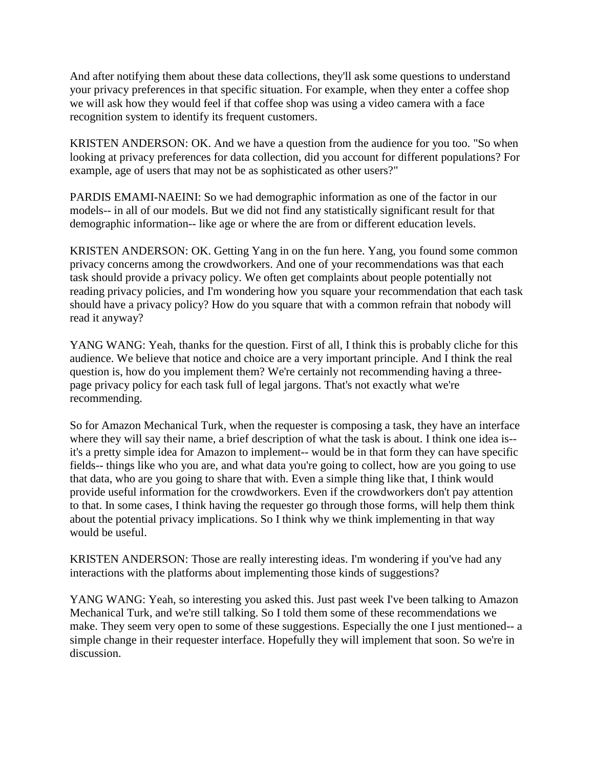And after notifying them about these data collections, they'll ask some questions to understand your privacy preferences in that specific situation. For example, when they enter a coffee shop we will ask how they would feel if that coffee shop was using a video camera with a face recognition system to identify its frequent customers.

KRISTEN ANDERSON: OK. And we have a question from the audience for you too. "So when looking at privacy preferences for data collection, did you account for different populations? For example, age of users that may not be as sophisticated as other users?"

PARDIS EMAMI-NAEINI: So we had demographic information as one of the factor in our models-- in all of our models. But we did not find any statistically significant result for that demographic information-- like age or where the are from or different education levels.

KRISTEN ANDERSON: OK. Getting Yang in on the fun here. Yang, you found some common privacy concerns among the crowdworkers. And one of your recommendations was that each task should provide a privacy policy. We often get complaints about people potentially not reading privacy policies, and I'm wondering how you square your recommendation that each task should have a privacy policy? How do you square that with a common refrain that nobody will read it anyway?

YANG WANG: Yeah, thanks for the question. First of all, I think this is probably cliche for this audience. We believe that notice and choice are a very important principle. And I think the real question is, how do you implement them? We're certainly not recommending having a three-page privacy policy for each task full of legal jargons. That's not exactly what we're recommending.

So for Amazon Mechanical Turk, when the requester is composing a task, they have an interface where they will say their name, a brief description of what the task is about. I think one idea is-- it's a pretty simple idea for Amazon to implement-- would be in that form they can have specific fields-- things like who you are, and what data you're going to collect, how are you going to use that data, who are you going to share that with. Even a simple thing like that, I think would provide useful information for the crowdworkers. Even if the crowdworkers don't pay attention to that. In some cases, I think having the requester go through those forms, will help them think about the potential privacy implications. So I think why we think implementing in that way would be useful.

KRISTEN ANDERSON: Those are really interesting ideas. I'm wondering if you've had any interactions with the platforms about implementing those kinds of suggestions?

YANG WANG: Yeah, so interesting you asked this. Just past week I've been talking to Amazon Mechanical Turk, and we're still talking. So I told them some of these recommendations we make. They seem very open to some of these suggestions. Especially the one I just mentioned-- a simple change in their requester interface. Hopefully they will implement that soon. So we're in discussion.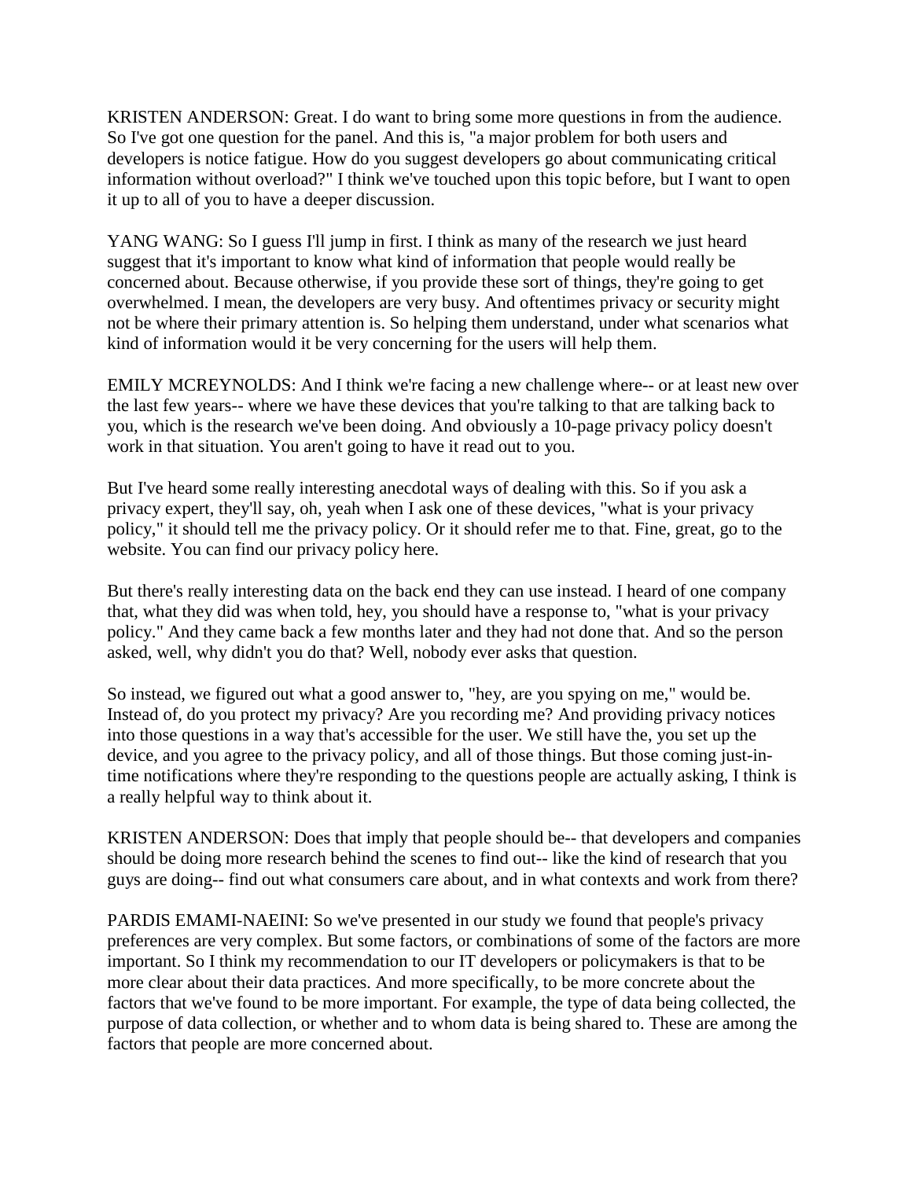KRISTEN ANDERSON: Great. I do want to bring some more questions in from the audience. So I've got one question for the panel. And this is, "a major problem for both users and developers is notice fatigue. How do you suggest developers go about communicating critical information without overload?" I think we've touched upon this topic before, but I want to open it up to all of you to have a deeper discussion.

YANG WANG: So I guess I'll jump in first. I think as many of the research we just heard suggest that it's important to know what kind of information that people would really be concerned about. Because otherwise, if you provide these sort of things, they're going to get overwhelmed. I mean, the developers are very busy. And oftentimes privacy or security might not be where their primary attention is. So helping them understand, under what scenarios what kind of information would it be very concerning for the users will help them.

EMILY MCREYNOLDS: And I think we're facing a new challenge where-- or at least new over the last few years-- where we have these devices that you're talking to that are talking back to you, which is the research we've been doing. And obviously a 10-page privacy policy doesn't work in that situation. You aren't going to have it read out to you.

But I've heard some really interesting anecdotal ways of dealing with this. So if you ask a privacy expert, they'll say, oh, yeah when I ask one of these devices, "what is your privacy policy," it should tell me the privacy policy. Or it should refer me to that. Fine, great, go to the website. You can find our privacy policy here.

But there's really interesting data on the back end they can use instead. I heard of one company that, what they did was when told, hey, you should have a response to, "what is your privacy policy." And they came back a few months later and they had not done that. And so the person asked, well, why didn't you do that? Well, nobody ever asks that question.

So instead, we figured out what a good answer to, "hey, are you spying on me," would be. Instead of, do you protect my privacy? Are you recording me? And providing privacy notices into those questions in a way that's accessible for the user. We still have the, you set up the device, and you agree to the privacy policy, and all of those things. But those coming just-in-time notifications where they're responding to the questions people are actually asking, I think is a really helpful way to think about it.

KRISTEN ANDERSON: Does that imply that people should be-- that developers and companies should be doing more research behind the scenes to find out-- like the kind of research that you guys are doing-- find out what consumers care about, and in what contexts and work from there?

PARDIS EMAMI-NAEINI: So we've presented in our study we found that people's privacy preferences are very complex. But some factors, or combinations of some of the factors are more important. So I think my recommendation to our IT developers or policymakers is that to be more clear about their data practices. And more specifically, to be more concrete about the factors that we've found to be more important. For example, the type of data being collected, the purpose of data collection, or whether and to whom data is being shared to. These are among the factors that people are more concerned about.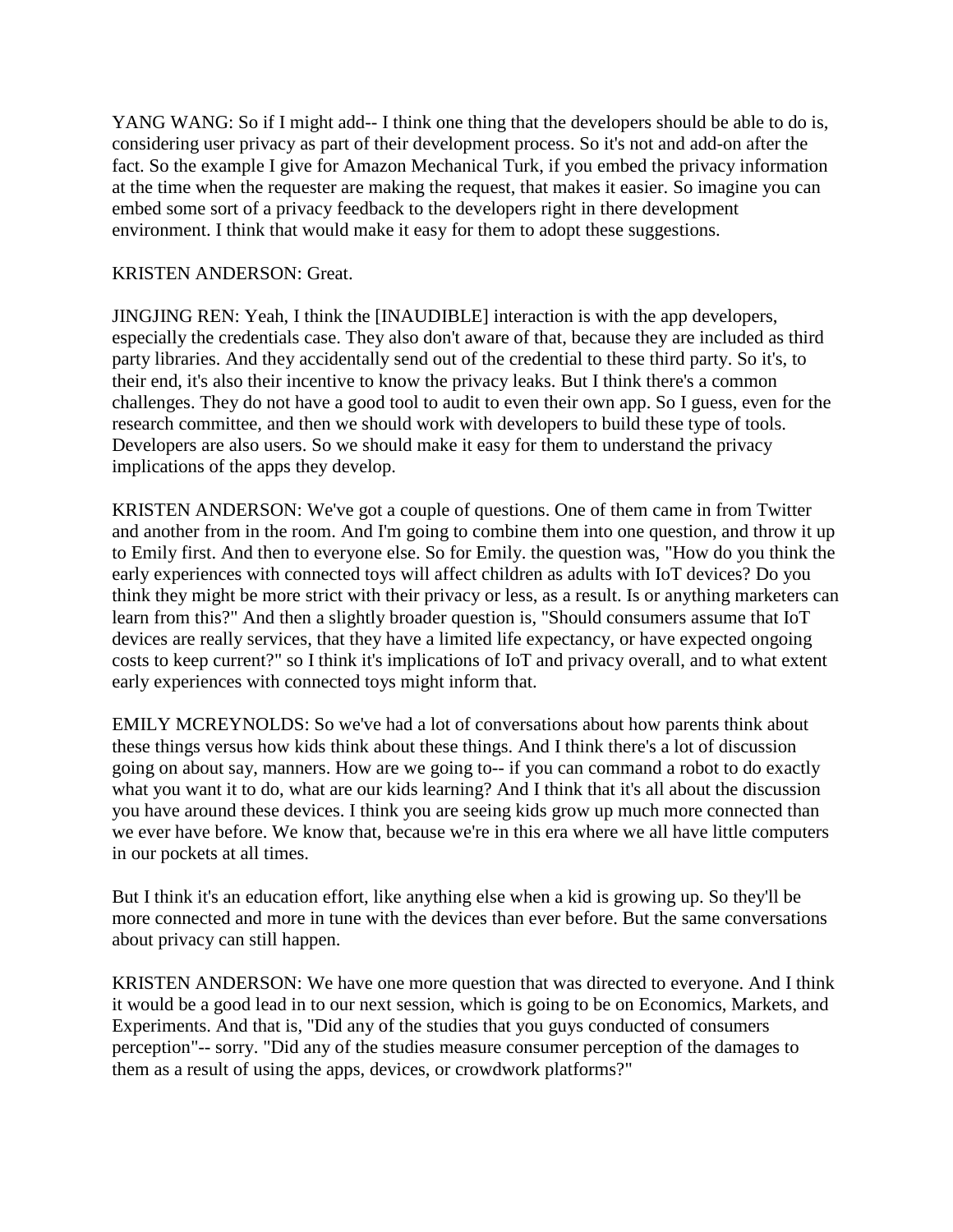YANG WANG: So if I might add-- I think one thing that the developers should be able to do is, considering user privacy as part of their development process. So it's not and add-on after the fact. So the example I give for Amazon Mechanical Turk, if you embed the privacy information at the time when the requester are making the request, that makes it easier. So imagine you can embed some sort of a privacy feedback to the developers right in there development environment. I think that would make it easy for them to adopt these suggestions.

KRISTEN ANDERSON: Great.

JINGJING REN: Yeah, I think the [INAUDIBLE] interaction is with the app developers, especially the credentials case. They also don't aware of that, because they are included as third party libraries. And they accidentally send out of the credential to these third party. So it's, to their end, it's also their incentive to know the privacy leaks. But I think there's a common challenges. They do not have a good tool to audit to even their own app. So I guess, even for the research committee, and then we should work with developers to build these type of tools. Developers are also users. So we should make it easy for them to understand the privacy implications of the apps they develop.

KRISTEN ANDERSON: We've got a couple of questions. One of them came in from Twitter and another from in the room. And I'm going to combine them into one question, and throw it up to Emily first. And then to everyone else. So for Emily. the question was, "How do you think the early experiences with connected toys will affect children as adults with IoT devices? Do you think they might be more strict with their privacy or less, as a result. Is or anything marketers can learn from this?" And then a slightly broader question is, "Should consumers assume that IoT devices are really services, that they have a limited life expectancy, or have expected ongoing costs to keep current?" so I think it's implications of IoT and privacy overall, and to what extent early experiences with connected toys might inform that.

EMILY MCREYNOLDS: So we've had a lot of conversations about how parents think about these things versus how kids think about these things. And I think there's a lot of discussion going on about say, manners. How are we going to-- if you can command a robot to do exactly what you want it to do, what are our kids learning? And I think that it's all about the discussion you have around these devices. I think you are seeing kids grow up much more connected than we ever have before. We know that, because we're in this era where we all have little computers in our pockets at all times.

But I think it's an education effort, like anything else when a kid is growing up. So they'll be more connected and more in tune with the devices than ever before. But the same conversations about privacy can still happen.

KRISTEN ANDERSON: We have one more question that was directed to everyone. And I think it would be a good lead in to our next session, which is going to be on Economics, Markets, and Experiments. And that is, "Did any of the studies that you guys conducted of consumers perception"-- sorry. "Did any of the studies measure consumer perception of the damages to them as a result of using the apps, devices, or crowdwork platforms?"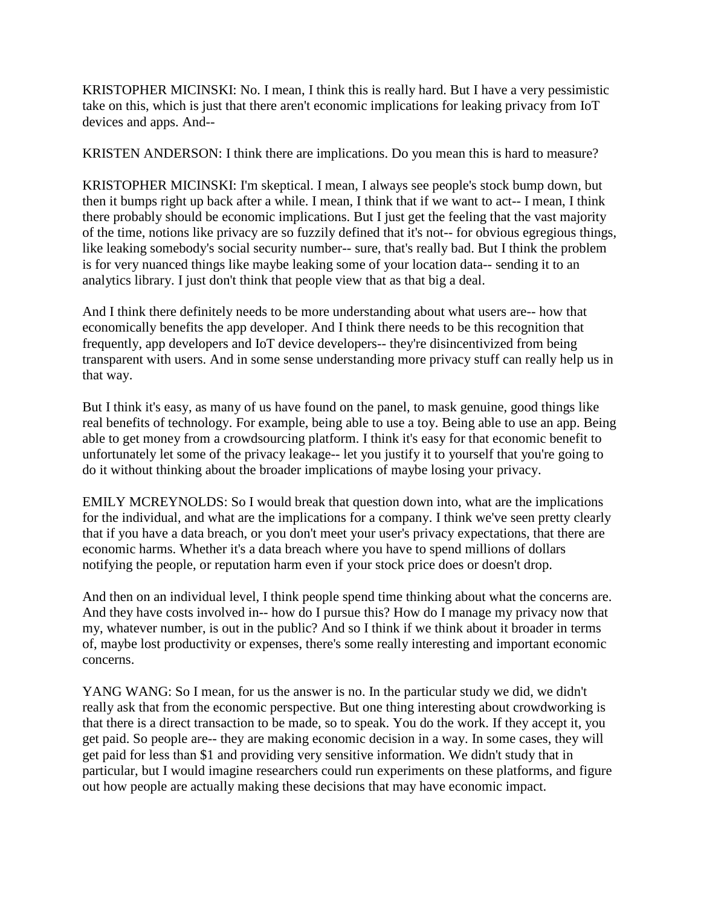KRISTOPHER MICINSKI: No. I mean, I think this is really hard. But I have a very pessimistic take on this, which is just that there aren't economic implications for leaking privacy from IoT devices and apps. And--

KRISTEN ANDERSON: I think there are implications. Do you mean this is hard to measure?

KRISTOPHER MICINSKI: I'm skeptical. I mean, I always see people's stock bump down, but then it bumps right up back after a while. I mean, I think that if we want to act-- I mean, I think there probably should be economic implications. But I just get the feeling that the vast majority of the time, notions like privacy are so fuzzily defined that it's not-- for obvious egregious things, like leaking somebody's social security number-- sure, that's really bad. But I think the problem is for very nuanced things like maybe leaking some of your location data-- sending it to an analytics library. I just don't think that people view that as that big a deal.

And I think there definitely needs to be more understanding about what users are-- how that economically benefits the app developer. And I think there needs to be this recognition that frequently, app developers and IoT device developers-- they're disincentivized from being transparent with users. And in some sense understanding more privacy stuff can really help us in that way.

But I think it's easy, as many of us have found on the panel, to mask genuine, good things like real benefits of technology. For example, being able to use a toy. Being able to use an app. Being able to get money from a crowdsourcing platform. I think it's easy for that economic benefit to unfortunately let some of the privacy leakage-- let you justify it to yourself that you're going to do it without thinking about the broader implications of maybe losing your privacy.

EMILY MCREYNOLDS: So I would break that question down into, what are the implications for the individual, and what are the implications for a company. I think we've seen pretty clearly that if you have a data breach, or you don't meet your user's privacy expectations, that there are economic harms. Whether it's a data breach where you have to spend millions of dollars notifying the people, or reputation harm even if your stock price does or doesn't drop.

And then on an individual level, I think people spend time thinking about what the concerns are. And they have costs involved in-- how do I pursue this? How do I manage my privacy now that my, whatever number, is out in the public? And so I think if we think about it broader in terms of, maybe lost productivity or expenses, there's some really interesting and important economic concerns.

YANG WANG: So I mean, for us the answer is no. In the particular study we did, we didn't really ask that from the economic perspective. But one thing interesting about crowdworking is that there is a direct transaction to be made, so to speak. You do the work. If they accept it, you get paid. So people are-- they are making economic decision in a way. In some cases, they will get paid for less than $1 and providing very sensitive information. We didn't study that in particular, but I would imagine researchers could run experiments on these platforms, and figure out how people are actually making these decisions that may have economic impact.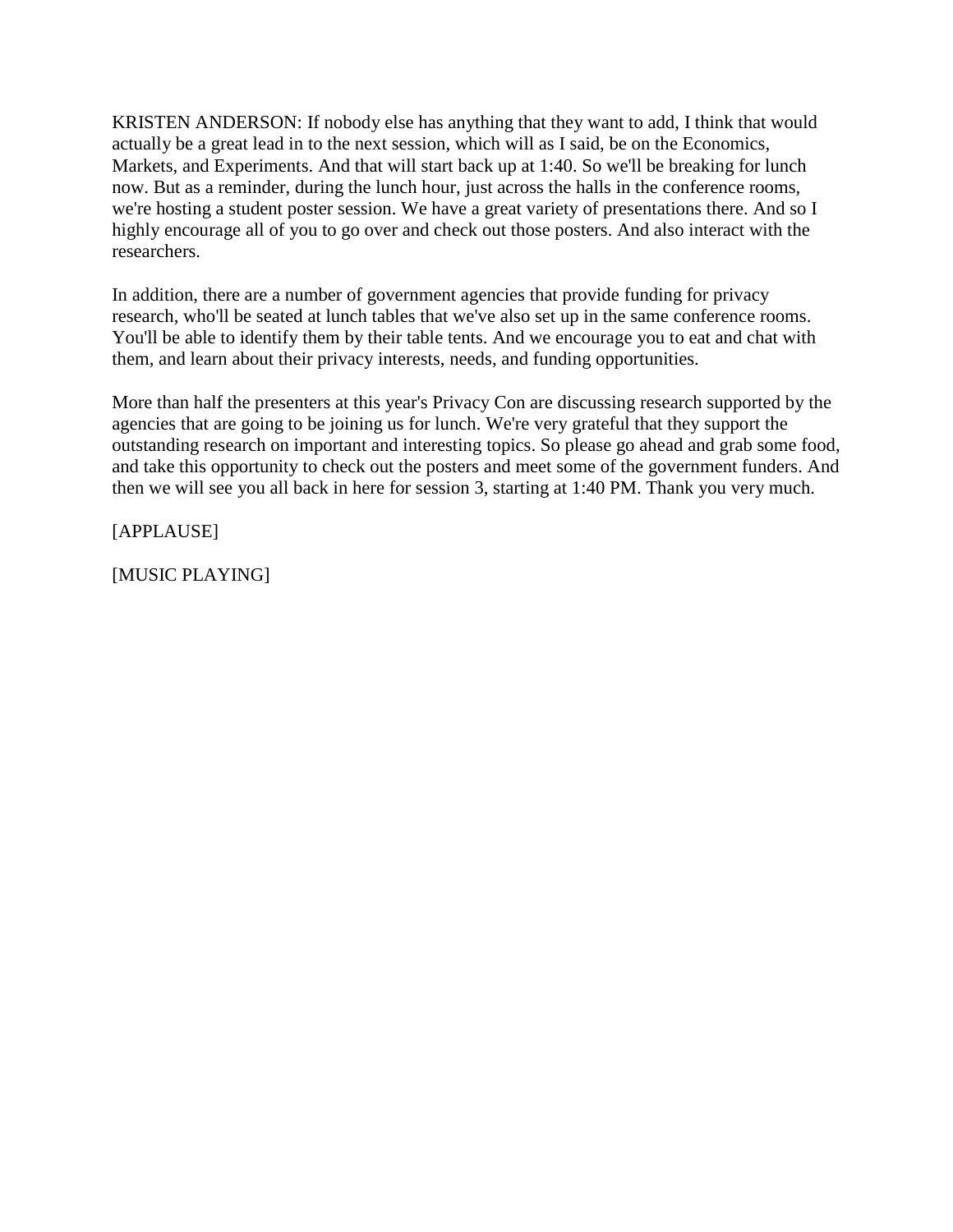KRISTEN ANDERSON: If nobody else has anything that they want to add, I think that would actually be a great lead in to the next session, which will as I said, be on the Economics, Markets, and Experiments. And that will start back up at 1:40. So we'll be breaking for lunch now. But as a reminder, during the lunch hour, just across the halls in the conference rooms, we're hosting a student poster session. We have a great variety of presentations there. And so I highly encourage all of you to go over and check out those posters. And also interact with the researchers.

In addition, there are a number of government agencies that provide funding for privacy research, who'll be seated at lunch tables that we've also set up in the same conference rooms. You'll be able to identify them by their table tents. And we encourage you to eat and chat with them, and learn about their privacy interests, needs, and funding opportunities.

More than half the presenters at this year's Privacy Con are discussing research supported by the agencies that are going to be joining us for lunch. We're very grateful that they support the outstanding research on important and interesting topics. So please go ahead and grab some food, and take this opportunity to check out the posters and meet some of the government funders. And then we will see you all back in here for session 3, starting at 1:40 PM. Thank you very much.

[APPLAUSE]

[MUSIC PLAYING]